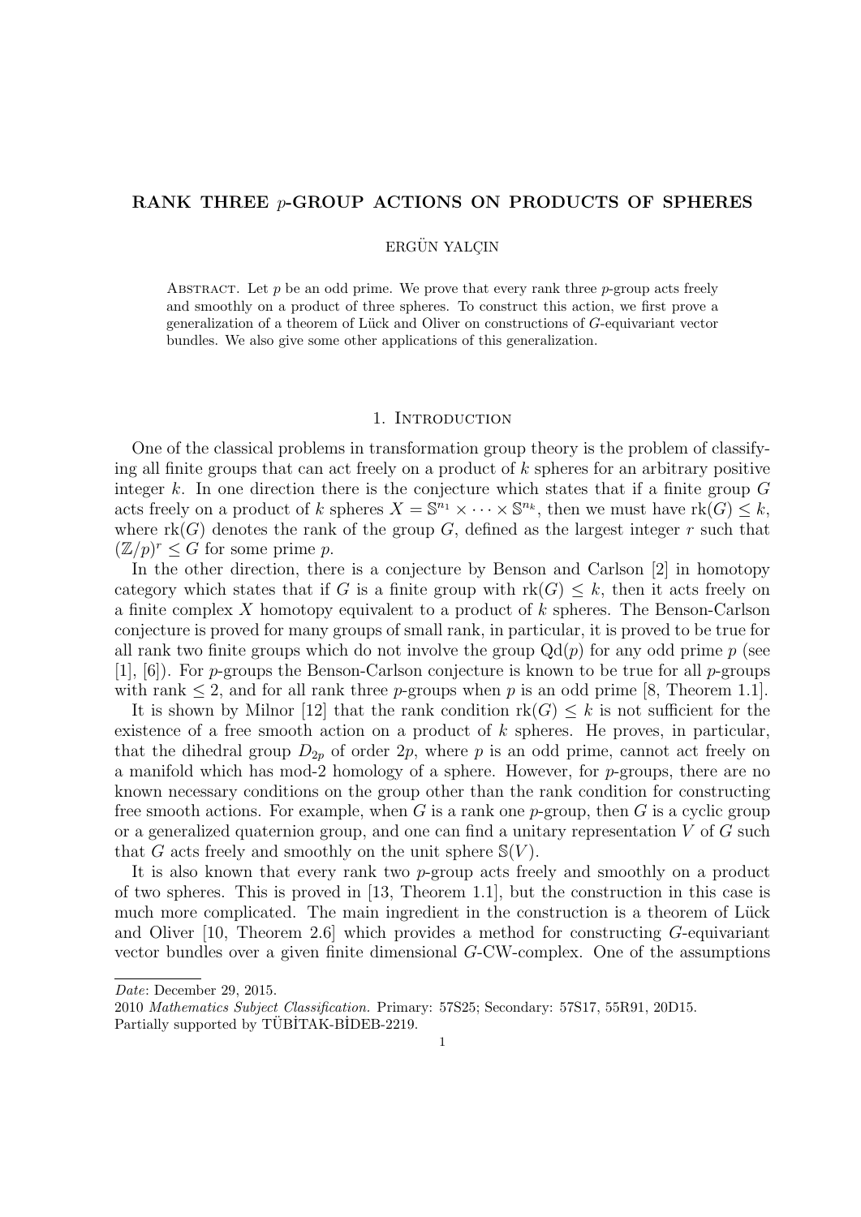# RANK THREE $p$-GROUP ACTIONS ON PRODUCTS OF SPHERES

ERGÜN YALÇIN

Abstract. Let $p$ be an odd prime. We prove that every rank three $p$-group acts freely and smoothly on a product of three spheres. To construct this action, we first prove a generalization of a theorem of Lück and Oliver on constructions of $G$-equivariant vector bundles. We also give some other applications of this generalization.

## 1. Introduction

One of the classical problems in transformation group theory is the problem of classifying all finite groups that can act freely on a product of $k$ spheres for an arbitrary positive integer $k$. In one direction there is the conjecture which states that if a finite group $G$ acts freely on a product of $k$ spheres $X = \mathbb{S}^{n_1} \times \cdots \times \mathbb{S}^{n_k}$, then we must have $\mathrm{rk}(G) \leq k$, where $\mathrm{rk}(G)$ denotes the rank of the group $G$, defined as the largest integer $r$ such that $(\mathbb{Z}/p)^r \leq G$ for some prime $p$.

In the other direction, there is a conjecture by Benson and Carlson [2] in homotopy category which states that if $G$ is a finite group with $\mathrm{rk}(G) \leq k$, then it acts freely on a finite complex $X$ homotopy equivalent to a product of $k$ spheres. The Benson-Carlson conjecture is proved for many groups of small rank, in particular, it is proved to be true for all rank two finite groups which do not involve the group $\mathrm{Qd}(p)$ for any odd prime $p$ (see [1], [6]). For $p$-groups the Benson-Carlson conjecture is known to be true for all $p$-groups with rank $\leq 2$, and for all rank three $p$-groups when $p$ is an odd prime [8, Theorem 1.1].

It is shown by Milnor [12] that the rank condition $\mathrm{rk}(G) \leq k$ is not sufficient for the existence of a free smooth action on a product of $k$ spheres. He proves, in particular, that the dihedral group $D_{2p}$ of order $2p$, where $p$ is an odd prime, cannot act freely on a manifold which has mod-2 homology of a sphere. However, for $p$-groups, there are no known necessary conditions on the group other than the rank condition for constructing free smooth actions. For example, when $G$ is a rank one $p$-group, then $G$ is a cyclic group or a generalized quaternion group, and one can find a unitary representation $V$ of $G$ such that $G$ acts freely and smoothly on the unit sphere $\mathbb{S}(V)$.

It is also known that every rank two $p$-group acts freely and smoothly on a product of two spheres. This is proved in [13, Theorem 1.1], but the construction in this case is much more complicated. The main ingredient in the construction is a theorem of Lück and Oliver [10, Theorem 2.6] which provides a method for constructing $G$-equivariant vector bundles over a given finite dimensional $G$-CW-complex. One of the assumptions

---

*Date*: December 29, 2015.

2010 *Mathematics Subject Classification.* Primary: 57S25; Secondary: 57S17, 55R91, 20D15.

Partially supported by TÜBİTAK-BİDEB-2219.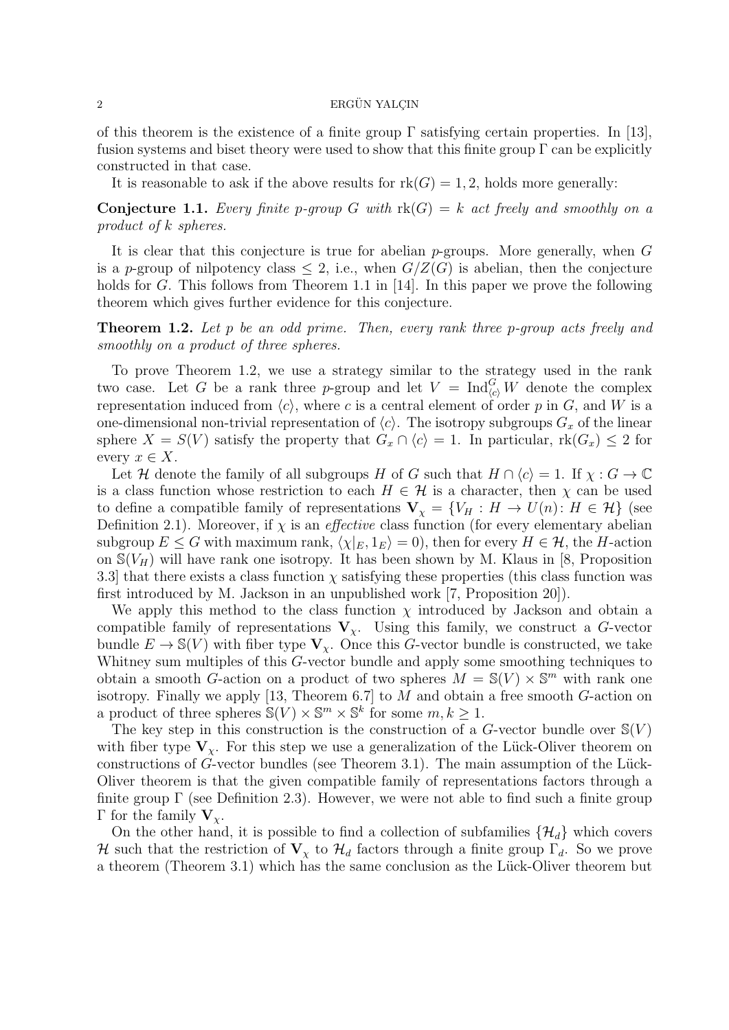of this theorem is the existence of a finite group $\Gamma$ satisfying certain properties. In [13], fusion systems and biset theory were used to show that this finite group $\Gamma$ can be explicitly constructed in that case.

It is reasonable to ask if the above results for $\mathrm{rk}(G) = 1, 2$, holds more generally:

**Conjecture 1.1.** *Every finite p-group $G$ with $\mathrm{rk}(G) = k$ act freely and smoothly on a product of $k$ spheres.*

It is clear that this conjecture is true for abelian $p$-groups. More generally, when $G$ is a $p$-group of nilpotency class $\leq 2$, i.e., when $G/Z(G)$ is abelian, then the conjecture holds for $G$. This follows from Theorem 1.1 in [14]. In this paper we prove the following theorem which gives further evidence for this conjecture.

**Theorem 1.2.** *Let $p$ be an odd prime. Then, every rank three p-group acts freely and smoothly on a product of three spheres.*

To prove Theorem 1.2, we use a strategy similar to the strategy used in the rank two case. Let $G$ be a rank three $p$-group and let $V = \mathrm{Ind}_{\langle c \rangle}^G W$ denote the complex representation induced from $\langle c \rangle$, where $c$ is a central element of order $p$ in $G$, and $W$ is a one-dimensional non-trivial representation of $\langle c \rangle$. The isotropy subgroups $G_x$ of the linear sphere $X = S(V)$ satisfy the property that $G_x \cap \langle c \rangle = 1$. In particular, $\mathrm{rk}(G_x) \leq 2$ for every $x \in X$.

Let $\mathcal{H}$ denote the family of all subgroups $H$ of $G$ such that $H \cap \langle c \rangle = 1$. If $\chi : G \to \mathbb{C}$ is a class function whose restriction to each $H \in \mathcal{H}$ is a character, then $\chi$ can be used to define a compatible family of representations $\mathbf{V}_\chi = \{V_H : H \to U(n) : H \in \mathcal{H}\}$ (see Definition 2.1). Moreover, if $\chi$ is an *effective* class function (for every elementary abelian subgroup $E \leq G$ with maximum rank, $\langle \chi|_E, 1_E \rangle = 0$), then for every $H \in \mathcal{H}$, the $H$-action on $\mathbb{S}(V_H)$ will have rank one isotropy. It has been shown by M. Klaus in [8, Proposition 3.3] that there exists a class function $\chi$ satisfying these properties (this class function was first introduced by M. Jackson in an unpublished work [7, Proposition 20]).

We apply this method to the class function $\chi$ introduced by Jackson and obtain a compatible family of representations $\mathbf{V}_\chi$. Using this family, we construct a $G$-vector bundle $E \to \mathbb{S}(V)$ with fiber type $\mathbf{V}_\chi$. Once this $G$-vector bundle is constructed, we take Whitney sum multiples of this $G$-vector bundle and apply some smoothing techniques to obtain a smooth $G$-action on a product of two spheres $M = \mathbb{S}(V) \times \mathbb{S}^m$ with rank one isotropy. Finally we apply [13, Theorem 6.7] to $M$ and obtain a free smooth $G$-action on a product of three spheres $\mathbb{S}(V) \times \mathbb{S}^m \times \mathbb{S}^k$ for some $m, k \geq 1$.

The key step in this construction is the construction of a $G$-vector bundle over $\mathbb{S}(V)$ with fiber type $\mathbf{V}_\chi$. For this step we use a generalization of the Lück-Oliver theorem on constructions of $G$-vector bundles (see Theorem 3.1). The main assumption of the Lück-Oliver theorem is that the given compatible family of representations factors through a finite group $\Gamma$ (see Definition 2.3). However, we were not able to find such a finite group $\Gamma$ for the family $\mathbf{V}_\chi$.

On the other hand, it is possible to find a collection of subfamilies $\{\mathcal{H}_d\}$ which covers $\mathcal{H}$ such that the restriction of $\mathbf{V}_\chi$ to $\mathcal{H}_d$ factors through a finite group $\Gamma_d$. So we prove a theorem (Theorem 3.1) which has the same conclusion as the Lück-Oliver theorem but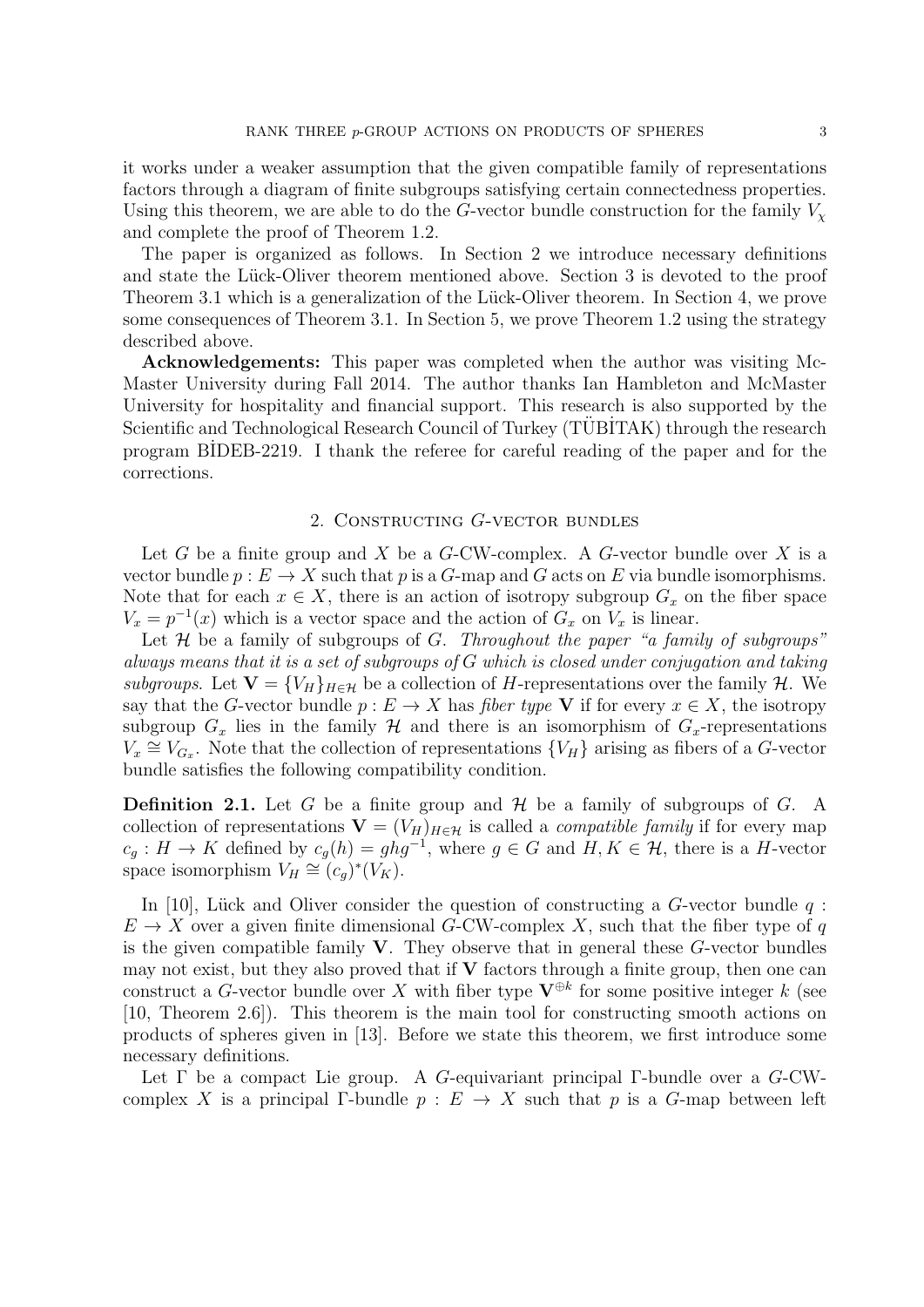it works under a weaker assumption that the given compatible family of representations factors through a diagram of finite subgroups satisfying certain connectedness properties. Using this theorem, we are able to do the $G$-vector bundle construction for the family $V_\chi$ and complete the proof of Theorem 1.2.

The paper is organized as follows. In Section 2 we introduce necessary definitions and state the Lück-Oliver theorem mentioned above. Section 3 is devoted to the proof Theorem 3.1 which is a generalization of the Lück-Oliver theorem. In Section 4, we prove some consequences of Theorem 3.1. In Section 5, we prove Theorem 1.2 using the strategy described above.

**Acknowledgements:** This paper was completed when the author was visiting McMaster University during Fall 2014. The author thanks Ian Hambleton and McMaster University for hospitality and financial support. This research is also supported by the Scientific and Technological Research Council of Turkey (TÜBİTAK) through the research program BİDEB-2219. I thank the referee for careful reading of the paper and for the corrections.

## 2. Constructing $G$-vector bundles

Let $G$ be a finite group and $X$ be a $G$-CW-complex. A $G$-vector bundle over $X$ is a vector bundle $p : E \to X$ such that $p$ is a $G$-map and $G$ acts on $E$ via bundle isomorphisms. Note that for each $x \in X$, there is an action of isotropy subgroup $G_x$ on the fiber space $V_x = p^{-1}(x)$ which is a vector space and the action of $G_x$ on $V_x$ is linear.

Let $\mathcal{H}$ be a family of subgroups of $G$. *Throughout the paper "a family of subgroups" always means that it is a set of subgroups of $G$ which is closed under conjugation and taking subgroups.* Let $\mathbf{V} = \{V_H\}_{H \in \mathcal{H}}$ be a collection of $H$-representations over the family $\mathcal{H}$. We say that the $G$-vector bundle $p : E \to X$ has *fiber type* $\mathbf{V}$ if for every $x \in X$, the isotropy subgroup $G_x$ lies in the family $\mathcal{H}$ and there is an isomorphism of $G_x$-representations $V_x \cong V_{G_x}$. Note that the collection of representations $\{V_H\}$ arising as fibers of a $G$-vector bundle satisfies the following compatibility condition.

**Definition 2.1.** Let $G$ be a finite group and $\mathcal{H}$ be a family of subgroups of $G$. A collection of representations $\mathbf{V} = (V_H)_{H \in \mathcal{H}}$ is called a *compatible family* if for every map $c_g : H \to K$ defined by $c_g(h) = ghg^{-1}$, where $g \in G$ and $H, K \in \mathcal{H}$, there is a $H$-vector space isomorphism $V_H \cong (c_g)^*(V_K)$.

In [10], Lück and Oliver consider the question of constructing a $G$-vector bundle $q : E \to X$ over a given finite dimensional $G$-CW-complex $X$, such that the fiber type of $q$ is the given compatible family $\mathbf{V}$. They observe that in general these $G$-vector bundles may not exist, but they also proved that if $\mathbf{V}$ factors through a finite group, then one can construct a $G$-vector bundle over $X$ with fiber type $\mathbf{V}^{\oplus k}$ for some positive integer $k$ (see [10, Theorem 2.6]). This theorem is the main tool for constructing smooth actions on products of spheres given in [13]. Before we state this theorem, we first introduce some necessary definitions.

Let $\Gamma$ be a compact Lie group. A $G$-equivariant principal $\Gamma$-bundle over a $G$-CW-complex $X$ is a principal $\Gamma$-bundle $p : E \to X$ such that $p$ is a $G$-map between left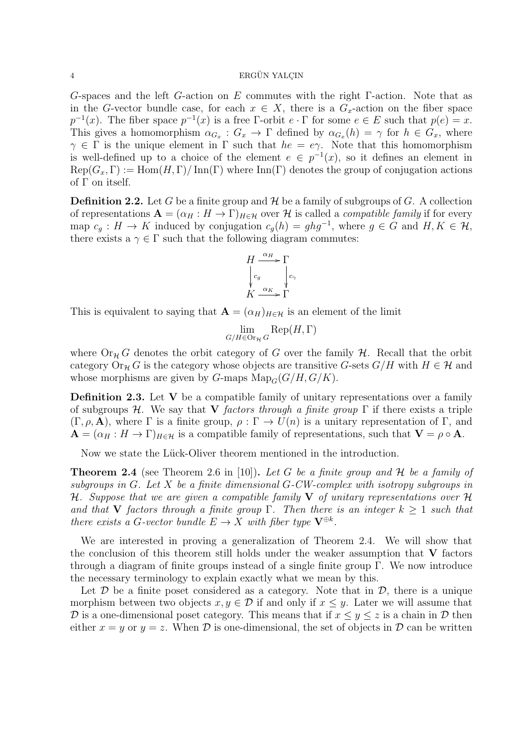$G$-spaces and the left $G$-action on $E$ commutes with the right $\Gamma$-action. Note that as in the $G$-vector bundle case, for each $x \in X$, there is a $G_x$-action on the fiber space $p^{-1}(x)$. The fiber space $p^{-1}(x)$ is a free $\Gamma$-orbit $e \cdot \Gamma$ for some $e \in E$ such that $p(e) = x$. This gives a homomorphism $\alpha_{G_x} : G_x \to \Gamma$ defined by $\alpha_{G_x}(h) = \gamma$ for $h \in G_x$, where $\gamma \in \Gamma$ is the unique element in $\Gamma$ such that $he = e\gamma$. Note that this homomorphism is well-defined up to a choice of the element $e \in p^{-1}(x)$, so it defines an element in $\mathrm{Rep}(G_x, \Gamma) := \mathrm{Hom}(H, \Gamma)/\mathrm{Inn}(\Gamma)$ where $\mathrm{Inn}(\Gamma)$ denotes the group of conjugation actions of $\Gamma$ on itself.

**Definition 2.2.** Let $G$ be a finite group and $\mathcal{H}$ be a family of subgroups of $G$. A collection of representations $\mathbf{A} = (\alpha_H : H \to \Gamma)_{H \in \mathcal{H}}$ over $\mathcal{H}$ is called a *compatible family* if for every map $c_g : H \to K$ induced by conjugation $c_g(h) = ghg^{-1}$, where $g \in G$ and $H, K \in \mathcal{H}$, there exists a $\gamma \in \Gamma$ such that the following diagram commutes:

$$\begin{array}{ccc} H & \xrightarrow{\alpha_H} & \Gamma \\ \downarrow{\scriptstyle c_g} & & \downarrow{\scriptstyle c_\gamma} \\ K & \xrightarrow{\alpha_K} & \Gamma \end{array}$$

This is equivalent to saying that $\mathbf{A} = (\alpha_H)_{H \in \mathcal{H}}$ is an element of the limit

$$\lim_{G/H \in \mathrm{Or}_{\mathcal{H}} G} \mathrm{Rep}(H, \Gamma)$$

where $\mathrm{Or}_{\mathcal{H}} G$ denotes the orbit category of $G$ over the family $\mathcal{H}$. Recall that the orbit category $\mathrm{Or}_{\mathcal{H}} G$ is the category whose objects are transitive $G$-sets $G/H$ with $H \in \mathcal{H}$ and whose morphisms are given by $G$-maps $\mathrm{Map}_G(G/H, G/K)$.

**Definition 2.3.** Let $\mathbf{V}$ be a compatible family of unitary representations over a family of subgroups $\mathcal{H}$. We say that $\mathbf{V}$ *factors through a finite group* $\Gamma$ if there exists a triple $(\Gamma, \rho, \mathbf{A})$, where $\Gamma$ is a finite group, $\rho : \Gamma \to U(n)$ is a unitary representation of $\Gamma$, and $\mathbf{A} = (\alpha_H : H \to \Gamma)_{H \in \mathcal{H}}$ is a compatible family of representations, such that $\mathbf{V} = \rho \circ \mathbf{A}$.

Now we state the Lück-Oliver theorem mentioned in the introduction.

**Theorem 2.4** (see Theorem 2.6 in [10])**.** *Let $G$ be a finite group and $\mathcal{H}$ be a family of subgroups in $G$. Let $X$ be a finite dimensional $G$-CW-complex with isotropy subgroups in $\mathcal{H}$. Suppose that we are given a compatible family $\mathbf{V}$ of unitary representations over $\mathcal{H}$ and that $\mathbf{V}$ factors through a finite group $\Gamma$. Then there is an integer $k \geq 1$ such that there exists a $G$-vector bundle $E \to X$ with fiber type $\mathbf{V}^{\oplus k}$.*

We are interested in proving a generalization of Theorem 2.4. We will show that the conclusion of this theorem still holds under the weaker assumption that $\mathbf{V}$ factors through a diagram of finite groups instead of a single finite group $\Gamma$. We now introduce the necessary terminology to explain exactly what we mean by this.

Let $\mathcal{D}$ be a finite poset considered as a category. Note that in $\mathcal{D}$, there is a unique morphism between two objects $x, y \in \mathcal{D}$ if and only if $x \leq y$. Later we will assume that $\mathcal{D}$ is a one-dimensional poset category. This means that if $x \leq y \leq z$ is a chain in $\mathcal{D}$ then either $x = y$ or $y = z$. When $\mathcal{D}$ is one-dimensional, the set of objects in $\mathcal{D}$ can be written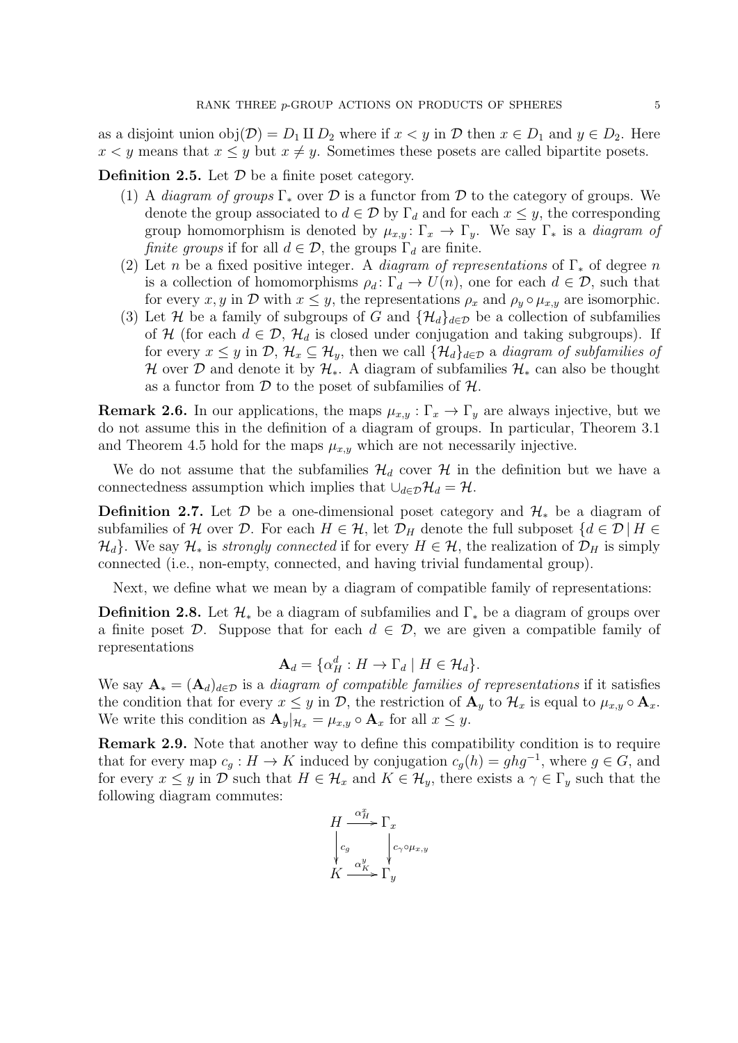as a disjoint union $\mathrm{obj}(\mathcal{D}) = D_1 \amalg D_2$ where if $x < y$ in $\mathcal{D}$ then $x \in D_1$ and $y \in D_2$. Here $x < y$ means that $x \leq y$ but $x \neq y$. Sometimes these posets are called bipartite posets.

**Definition 2.5.** Let $\mathcal{D}$ be a finite poset category.

1. A *diagram of groups* $\Gamma_*$ over $\mathcal{D}$ is a functor from $\mathcal{D}$ to the category of groups. We denote the group associated to $d \in \mathcal{D}$ by $\Gamma_d$ and for each $x \leq y$, the corresponding group homomorphism is denoted by $\mu_{x,y} \colon \Gamma_x \to \Gamma_y$. We say $\Gamma_*$ is a *diagram of finite groups* if for all $d \in \mathcal{D}$, the groups $\Gamma_d$ are finite.
2. Let $n$ be a fixed positive integer. A *diagram of representations* of $\Gamma_*$ of degree $n$ is a collection of homomorphisms $\rho_d \colon \Gamma_d \to U(n)$, one for each $d \in \mathcal{D}$, such that for every $x, y$ in $\mathcal{D}$ with $x \leq y$, the representations $\rho_x$ and $\rho_y \circ \mu_{x,y}$ are isomorphic.
3. Let $\mathcal{H}$ be a family of subgroups of $G$ and $\{\mathcal{H}_d\}_{d \in \mathcal{D}}$ be a collection of subfamilies of $\mathcal{H}$ (for each $d \in \mathcal{D}$, $\mathcal{H}_d$ is closed under conjugation and taking subgroups). If for every $x \leq y$ in $\mathcal{D}$, $\mathcal{H}_x \subseteq \mathcal{H}_y$, then we call $\{\mathcal{H}_d\}_{d \in \mathcal{D}}$ a *diagram of subfamilies of* $\mathcal{H}$ over $\mathcal{D}$ and denote it by $\mathcal{H}_*$. A diagram of subfamilies $\mathcal{H}_*$ can also be thought as a functor from $\mathcal{D}$ to the poset of subfamilies of $\mathcal{H}$.

**Remark 2.6.** In our applications, the maps $\mu_{x,y} : \Gamma_x \to \Gamma_y$ are always injective, but we do not assume this in the definition of a diagram of groups. In particular, Theorem 3.1 and Theorem 4.5 hold for the maps $\mu_{x,y}$ which are not necessarily injective.

We do not assume that the subfamilies $\mathcal{H}_d$ cover $\mathcal{H}$ in the definition but we have a connectedness assumption which implies that $\cup_{d \in \mathcal{D}} \mathcal{H}_d = \mathcal{H}$.

**Definition 2.7.** Let $\mathcal{D}$ be a one-dimensional poset category and $\mathcal{H}_*$ be a diagram of subfamilies of $\mathcal{H}$ over $\mathcal{D}$. For each $H \in \mathcal{H}$, let $\mathcal{D}_H$ denote the full subposet $\{d \in \mathcal{D} \,|\, H \in \mathcal{H}_d\}$. We say $\mathcal{H}_*$ is *strongly connected* if for every $H \in \mathcal{H}$, the realization of $\mathcal{D}_H$ is simply connected (i.e., non-empty, connected, and having trivial fundamental group).

Next, we define what we mean by a diagram of compatible family of representations:

**Definition 2.8.** Let $\mathcal{H}_*$ be a diagram of subfamilies and $\Gamma_*$ be a diagram of groups over a finite poset $\mathcal{D}$. Suppose that for each $d \in \mathcal{D}$, we are given a compatible family of representations

$$\mathbf{A}_d = \{\alpha_H^d : H \to \Gamma_d \mid H \in \mathcal{H}_d\}.$$

We say $\mathbf{A}_* = (\mathbf{A}_d)_{d \in \mathcal{D}}$ is a *diagram of compatible families of representations* if it satisfies the condition that for every $x \leq y$ in $\mathcal{D}$, the restriction of $\mathbf{A}_y$ to $\mathcal{H}_x$ is equal to $\mu_{x,y} \circ \mathbf{A}_x$. We write this condition as $\mathbf{A}_y|_{\mathcal{H}_x} = \mu_{x,y} \circ \mathbf{A}_x$ for all $x \leq y$.

**Remark 2.9.** Note that another way to define this compatibility condition is to require that for every map $c_g : H \to K$ induced by conjugation $c_g(h) = ghg^{-1}$, where $g \in G$, and for every $x \leq y$ in $\mathcal{D}$ such that $H \in \mathcal{H}_x$ and $K \in \mathcal{H}_y$, there exists a $\gamma \in \Gamma_y$ such that the following diagram commutes:

$$\begin{array}{ccc} H & \xrightarrow{\alpha_H^x} & \Gamma_x \\ \Big\downarrow{\scriptstyle c_g} & & \Big\downarrow{\scriptstyle c_\gamma \circ \mu_{x,y}} \\ K & \xrightarrow{\alpha_K^y} & \Gamma_y \end{array}$$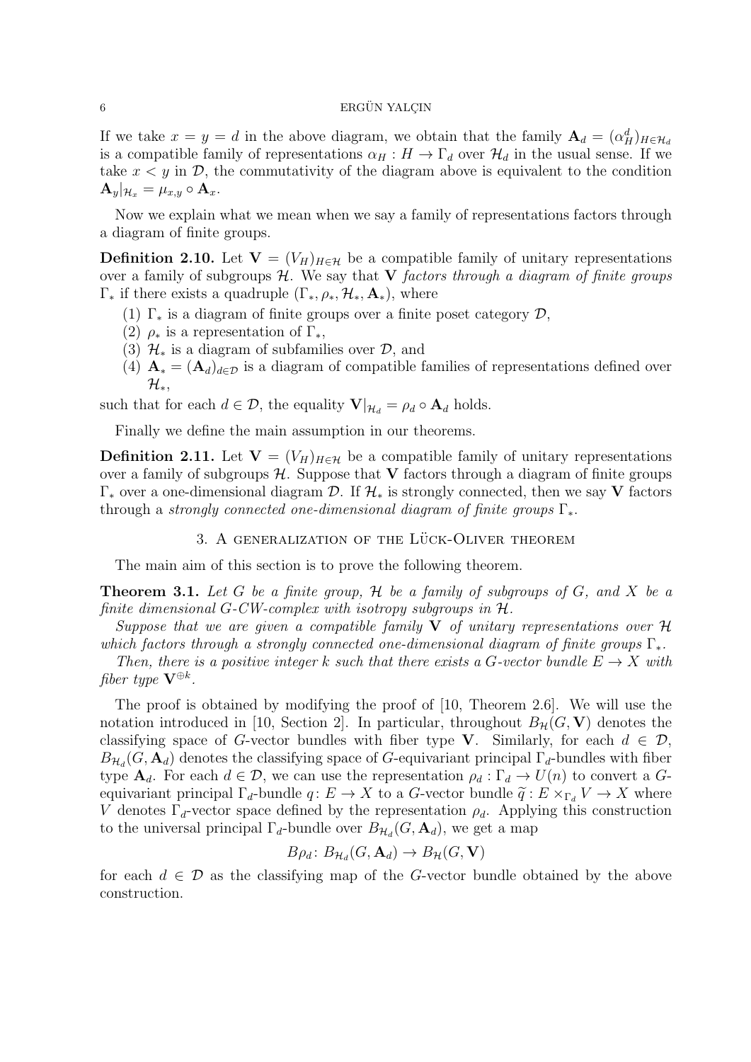If we take $x = y = d$ in the above diagram, we obtain that the family $\mathbf{A}_d = (\alpha_H^d)_{H \in \mathcal{H}_d}$ is a compatible family of representations $\alpha_H : H \to \Gamma_d$ over $\mathcal{H}_d$ in the usual sense. If we take $x < y$ in $\mathcal{D}$, the commutativity of the diagram above is equivalent to the condition $\mathbf{A}_y|_{\mathcal{H}_x} = \mu_{x,y} \circ \mathbf{A}_x$.

Now we explain what we mean when we say a family of representations factors through a diagram of finite groups.

**Definition 2.10.** Let $\mathbf{V} = (V_H)_{H \in \mathcal{H}}$ be a compatible family of unitary representations over a family of subgroups $\mathcal{H}$. We say that $\mathbf{V}$ *factors through a diagram of finite groups* $\Gamma_*$ if there exists a quadruple $(\Gamma_*, \rho_*, \mathcal{H}_*, \mathbf{A}_*)$, where

1. $\Gamma_*$ is a diagram of finite groups over a finite poset category $\mathcal{D}$,
2. $\rho_*$ is a representation of $\Gamma_*$,
3. $\mathcal{H}_*$ is a diagram of subfamilies over $\mathcal{D}$, and
4. $\mathbf{A}_* = (\mathbf{A}_d)_{d \in \mathcal{D}}$ is a diagram of compatible families of representations defined over $\mathcal{H}_*$,

such that for each $d \in \mathcal{D}$, the equality $\mathbf{V}|_{\mathcal{H}_d} = \rho_d \circ \mathbf{A}_d$ holds.

Finally we define the main assumption in our theorems.

**Definition 2.11.** Let $\mathbf{V} = (V_H)_{H \in \mathcal{H}}$ be a compatible family of unitary representations over a family of subgroups $\mathcal{H}$. Suppose that $\mathbf{V}$ factors through a diagram of finite groups $\Gamma_*$ over a one-dimensional diagram $\mathcal{D}$. If $\mathcal{H}_*$ is strongly connected, then we say $\mathbf{V}$ factors through a *strongly connected one-dimensional diagram of finite groups* $\Gamma_*$.

## 3. A generalization of the Lück-Oliver theorem

The main aim of this section is to prove the following theorem.

**Theorem 3.1.** *Let $G$ be a finite group, $\mathcal{H}$ be a family of subgroups of $G$, and $X$ be a finite dimensional $G$-CW-complex with isotropy subgroups in $\mathcal{H}$.*

*Suppose that we are given a compatible family $\mathbf{V}$ of unitary representations over $\mathcal{H}$ which factors through a strongly connected one-dimensional diagram of finite groups $\Gamma_*$.*

*Then, there is a positive integer $k$ such that there exists a $G$-vector bundle $E \to X$ with fiber type $\mathbf{V}^{\oplus k}$.*

The proof is obtained by modifying the proof of [10, Theorem 2.6]. We will use the notation introduced in [10, Section 2]. In particular, throughout $B_{\mathcal{H}}(G, \mathbf{V})$ denotes the classifying space of $G$-vector bundles with fiber type $\mathbf{V}$. Similarly, for each $d \in \mathcal{D}$, $B_{\mathcal{H}_d}(G, \mathbf{A}_d)$ denotes the classifying space of $G$-equivariant principal $\Gamma_d$-bundles with fiber type $\mathbf{A}_d$. For each $d \in \mathcal{D}$, we can use the representation $\rho_d : \Gamma_d \to U(n)$ to convert a $G$-equivariant principal $\Gamma_d$-bundle $q \colon E \to X$ to a $G$-vector bundle $\widetilde{q} : E \times_{\Gamma_d} V \to X$ where $V$ denotes $\Gamma_d$-vector space defined by the representation $\rho_d$. Applying this construction to the universal principal $\Gamma_d$-bundle over $B_{\mathcal{H}_d}(G, \mathbf{A}_d)$, we get a map

$$B\rho_d \colon B_{\mathcal{H}_d}(G, \mathbf{A}_d) \to B_{\mathcal{H}}(G, \mathbf{V})$$

for each $d \in \mathcal{D}$ as the classifying map of the $G$-vector bundle obtained by the above construction.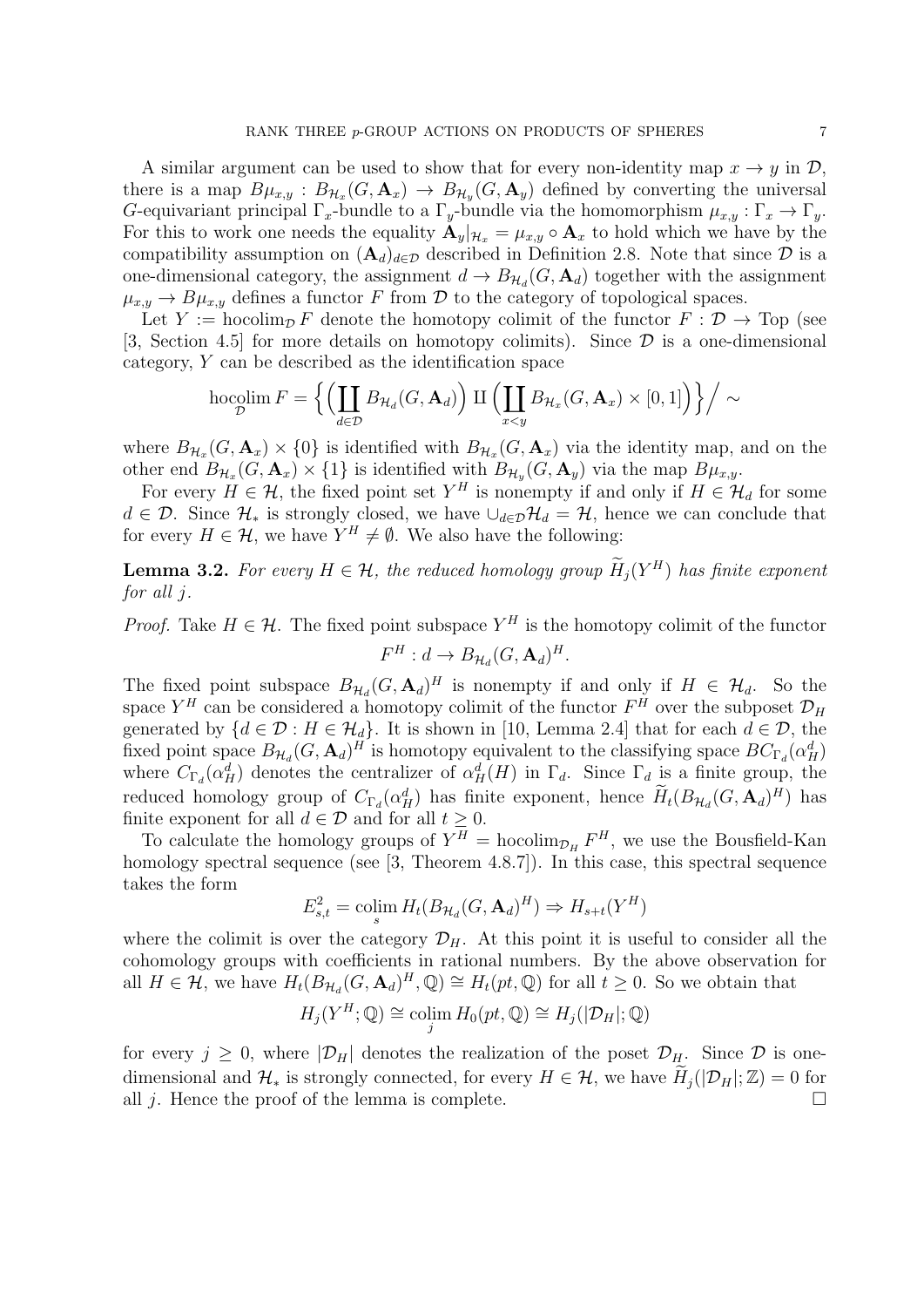A similar argument can be used to show that for every non-identity map $x \to y$ in $\mathcal{D}$, there is a map $B\mu_{x,y} : B_{\mathcal{H}_x}(G, \mathbf{A}_x) \to B_{\mathcal{H}_y}(G, \mathbf{A}_y)$ defined by converting the universal $G$-equivariant principal $\Gamma_x$-bundle to a $\Gamma_y$-bundle via the homomorphism $\mu_{x,y} : \Gamma_x \to \Gamma_y$. For this to work one needs the equality $\mathbf{A}_y|_{\mathcal{H}_x} = \mu_{x,y} \circ \mathbf{A}_x$ to hold which we have by the compatibility assumption on $(\mathbf{A}_d)_{d\in\mathcal{D}}$ described in Definition 2.8. Note that since $\mathcal{D}$ is a one-dimensional category, the assignment $d \to B_{\mathcal{H}_d}(G, \mathbf{A}_d)$ together with the assignment $\mu_{x,y} \to B\mu_{x,y}$ defines a functor $F$ from $\mathcal{D}$ to the category of topological spaces.

Let $Y := \operatorname{hocolim}_{\mathcal{D}} F$ denote the homotopy colimit of the functor $F : \mathcal{D} \to \text{Top}$ (see [3, Section 4.5] for more details on homotopy colimits). Since $\mathcal{D}$ is a one-dimensional category, $Y$ can be described as the identification space

$$\operatorname*{hocolim}_{\mathcal{D}} F = \Big\{ \Big( \coprod_{d\in\mathcal{D}} B_{\mathcal{H}_d}(G, \mathbf{A}_d) \Big) \amalg \Big( \coprod_{x<y} B_{\mathcal{H}_x}(G, \mathbf{A}_x) \times [0,1] \Big) \Big\} \Big/ \sim$$

where $B_{\mathcal{H}_x}(G, \mathbf{A}_x) \times \{0\}$ is identified with $B_{\mathcal{H}_x}(G, \mathbf{A}_x)$ via the identity map, and on the other end $B_{\mathcal{H}_x}(G, \mathbf{A}_x) \times \{1\}$ is identified with $B_{\mathcal{H}_y}(G, \mathbf{A}_y)$ via the map $B\mu_{x,y}$.

For every $H \in \mathcal{H}$, the fixed point set $Y^H$ is nonempty if and only if $H \in \mathcal{H}_d$ for some $d \in \mathcal{D}$. Since $\mathcal{H}_*$ is strongly closed, we have $\cup_{d\in\mathcal{D}} \mathcal{H}_d = \mathcal{H}$, hence we can conclude that for every $H \in \mathcal{H}$, we have $Y^H \neq \emptyset$. We also have the following:

**Lemma 3.2.** *For every $H \in \mathcal{H}$, the reduced homology group $\widetilde{H}_j(Y^H)$ has finite exponent for all $j$.*

*Proof.* Take $H \in \mathcal{H}$. The fixed point subspace $Y^H$ is the homotopy colimit of the functor

$$F^H : d \to B_{\mathcal{H}_d}(G, \mathbf{A}_d)^H.$$

The fixed point subspace $B_{\mathcal{H}_d}(G, \mathbf{A}_d)^H$ is nonempty if and only if $H \in \mathcal{H}_d$. So the space $Y^H$ can be considered a homotopy colimit of the functor $F^H$ over the subposet $\mathcal{D}_H$ generated by $\{d \in \mathcal{D} : H \in \mathcal{H}_d\}$. It is shown in [10, Lemma 2.4] that for each $d \in \mathcal{D}$, the fixed point space $B_{\mathcal{H}_d}(G, \mathbf{A}_d)^H$ is homotopy equivalent to the classifying space $BC_{\Gamma_d}(\alpha_H^d)$ where $C_{\Gamma_d}(\alpha_H^d)$ denotes the centralizer of $\alpha_H^d(H)$ in $\Gamma_d$. Since $\Gamma_d$ is a finite group, the reduced homology group of $C_{\Gamma_d}(\alpha_H^d)$ has finite exponent, hence $\widetilde{H}_t(B_{\mathcal{H}_d}(G, \mathbf{A}_d)^H)$ has finite exponent for all $d \in \mathcal{D}$ and for all $t \geq 0$.

To calculate the homology groups of $Y^H = \operatorname{hocolim}_{\mathcal{D}_H} F^H$, we use the Bousfield-Kan homology spectral sequence (see [3, Theorem 4.8.7]). In this case, this spectral sequence takes the form

$$E^2_{s,t} = \operatorname*{colim}_s H_t(B_{\mathcal{H}_d}(G, \mathbf{A}_d)^H) \Rightarrow H_{s+t}(Y^H)$$

where the colimit is over the category $\mathcal{D}_H$. At this point it is useful to consider all the cohomology groups with coefficients in rational numbers. By the above observation for all $H \in \mathcal{H}$, we have $H_t(B_{\mathcal{H}_d}(G, \mathbf{A}_d)^H, \mathbb{Q}) \cong H_t(pt, \mathbb{Q})$ for all $t \geq 0$. So we obtain that

$$H_j(Y^H; \mathbb{Q}) \cong \operatorname*{colim}_j H_0(pt, \mathbb{Q}) \cong H_j(|\mathcal{D}_H|; \mathbb{Q})$$

for every $j \geq 0$, where $|\mathcal{D}_H|$ denotes the realization of the poset $\mathcal{D}_H$. Since $\mathcal{D}$ is one-dimensional and $\mathcal{H}_*$ is strongly connected, for every $H \in \mathcal{H}$, we have $\widetilde{H}_j(|\mathcal{D}_H|; \mathbb{Z}) = 0$ for all $j$. Hence the proof of the lemma is complete. $\square$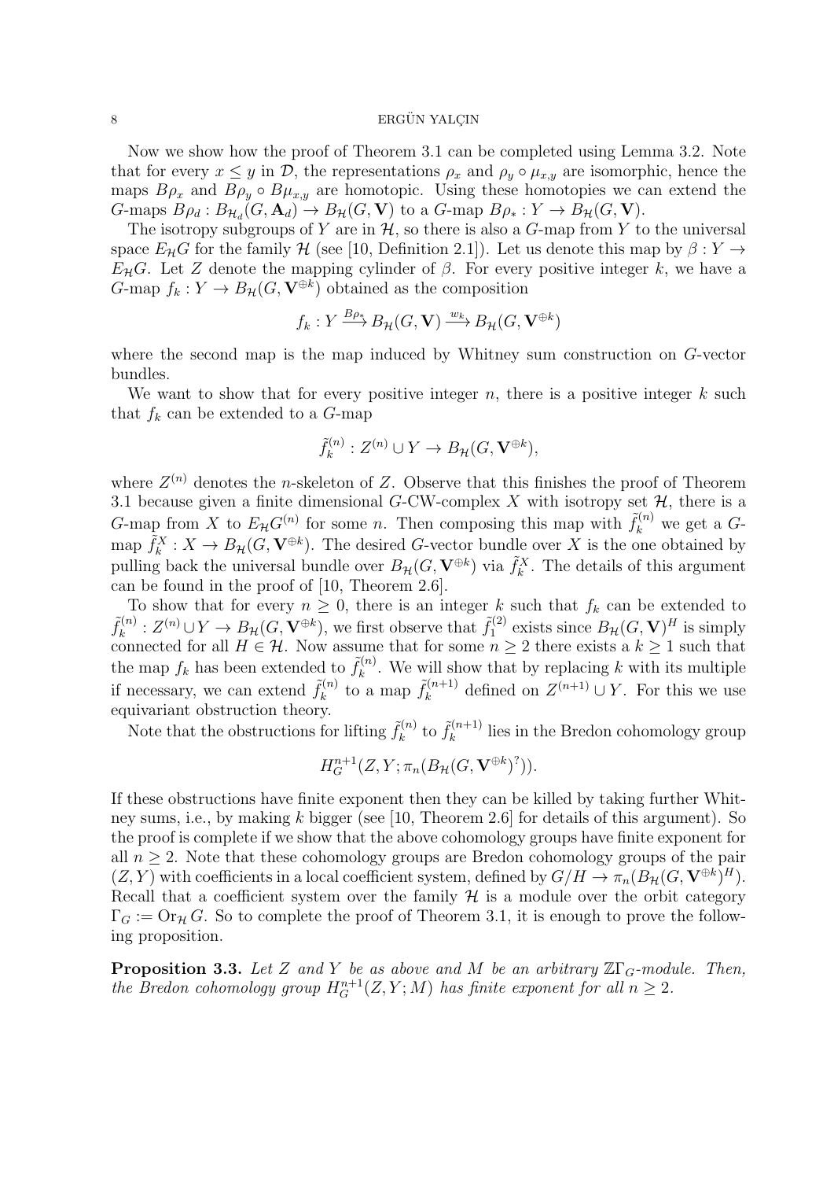Now we show how the proof of Theorem 3.1 can be completed using Lemma 3.2. Note that for every $x \leq y$ in $\mathcal{D}$, the representations $\rho_x$ and $\rho_y \circ \mu_{x,y}$ are isomorphic, hence the maps $B\rho_x$ and $B\rho_y \circ B\mu_{x,y}$ are homotopic. Using these homotopies we can extend the $G$-maps $B\rho_d : B_{\mathcal{H}_d}(G, \mathbf{A}_d) \to B_{\mathcal{H}}(G, \mathbf{V})$ to a $G$-map $B\rho_* : Y \to B_{\mathcal{H}}(G, \mathbf{V})$.

The isotropy subgroups of $Y$ are in $\mathcal{H}$, so there is also a $G$-map from $Y$ to the universal space $E_{\mathcal{H}}G$ for the family $\mathcal{H}$ (see [10, Definition 2.1]). Let us denote this map by $\beta : Y \to E_{\mathcal{H}}G$. Let $Z$ denote the mapping cylinder of $\beta$. For every positive integer $k$, we have a $G$-map $f_k : Y \to B_{\mathcal{H}}(G, \mathbf{V}^{\oplus k})$ obtained as the composition

$$f_k : Y \xrightarrow{B\rho_*} B_{\mathcal{H}}(G, \mathbf{V}) \xrightarrow{w_k} B_{\mathcal{H}}(G, \mathbf{V}^{\oplus k})$$

where the second map is the map induced by Whitney sum construction on $G$-vector bundles.

We want to show that for every positive integer $n$, there is a positive integer $k$ such that $f_k$ can be extended to a $G$-map

$$\tilde{f}_k^{(n)} : Z^{(n)} \cup Y \to B_{\mathcal{H}}(G, \mathbf{V}^{\oplus k}),$$

where $Z^{(n)}$ denotes the $n$-skeleton of $Z$. Observe that this finishes the proof of Theorem 3.1 because given a finite dimensional $G$-CW-complex $X$ with isotropy set $\mathcal{H}$, there is a $G$-map from $X$ to $E_{\mathcal{H}}G^{(n)}$ for some $n$. Then composing this map with $\tilde{f}_k^{(n)}$ we get a $G$-map $\tilde{f}_k^X : X \to B_{\mathcal{H}}(G, \mathbf{V}^{\oplus k})$. The desired $G$-vector bundle over $X$ is the one obtained by pulling back the universal bundle over $B_{\mathcal{H}}(G, \mathbf{V}^{\oplus k})$ via $\tilde{f}_k^X$. The details of this argument can be found in the proof of [10, Theorem 2.6].

To show that for every $n \geq 0$, there is an integer $k$ such that $f_k$ can be extended to $\tilde{f}_k^{(n)} : Z^{(n)} \cup Y \to B_{\mathcal{H}}(G, \mathbf{V}^{\oplus k})$, we first observe that $\tilde{f}_1^{(2)}$ exists since $B_{\mathcal{H}}(G, \mathbf{V})^H$ is simply connected for all $H \in \mathcal{H}$. Now assume that for some $n \geq 2$ there exists a $k \geq 1$ such that the map $f_k$ has been extended to $\tilde{f}_k^{(n)}$. We will show that by replacing $k$ with its multiple if necessary, we can extend $\tilde{f}_k^{(n)}$ to a map $\tilde{f}_k^{(n+1)}$ defined on $Z^{(n+1)} \cup Y$. For this we use equivariant obstruction theory.

Note that the obstructions for lifting $\tilde{f}_k^{(n)}$ to $\tilde{f}_k^{(n+1)}$ lies in the Bredon cohomology group

$$H_G^{n+1}(Z, Y; \pi_n(B_{\mathcal{H}}(G, \mathbf{V}^{\oplus k})^?)).$$

If these obstructions have finite exponent then they can be killed by taking further Whitney sums, i.e., by making $k$ bigger (see [10, Theorem 2.6] for details of this argument). So the proof is complete if we show that the above cohomology groups have finite exponent for all $n \geq 2$. Note that these cohomology groups are Bredon cohomology groups of the pair $(Z, Y)$ with coefficients in a local coefficient system, defined by $G/H \to \pi_n(B_{\mathcal{H}}(G, \mathbf{V}^{\oplus k})^H)$. Recall that a coefficient system over the family $\mathcal{H}$ is a module over the orbit category $\Gamma_G := \mathrm{Or}_{\mathcal{H}} G$. So to complete the proof of Theorem 3.1, it is enough to prove the following proposition.

**Proposition 3.3.** *Let $Z$ and $Y$ be as above and $M$ be an arbitrary $\mathbb{Z}\Gamma_G$-module. Then, the Bredon cohomology group $H_G^{n+1}(Z, Y; M)$ has finite exponent for all $n \geq 2$.*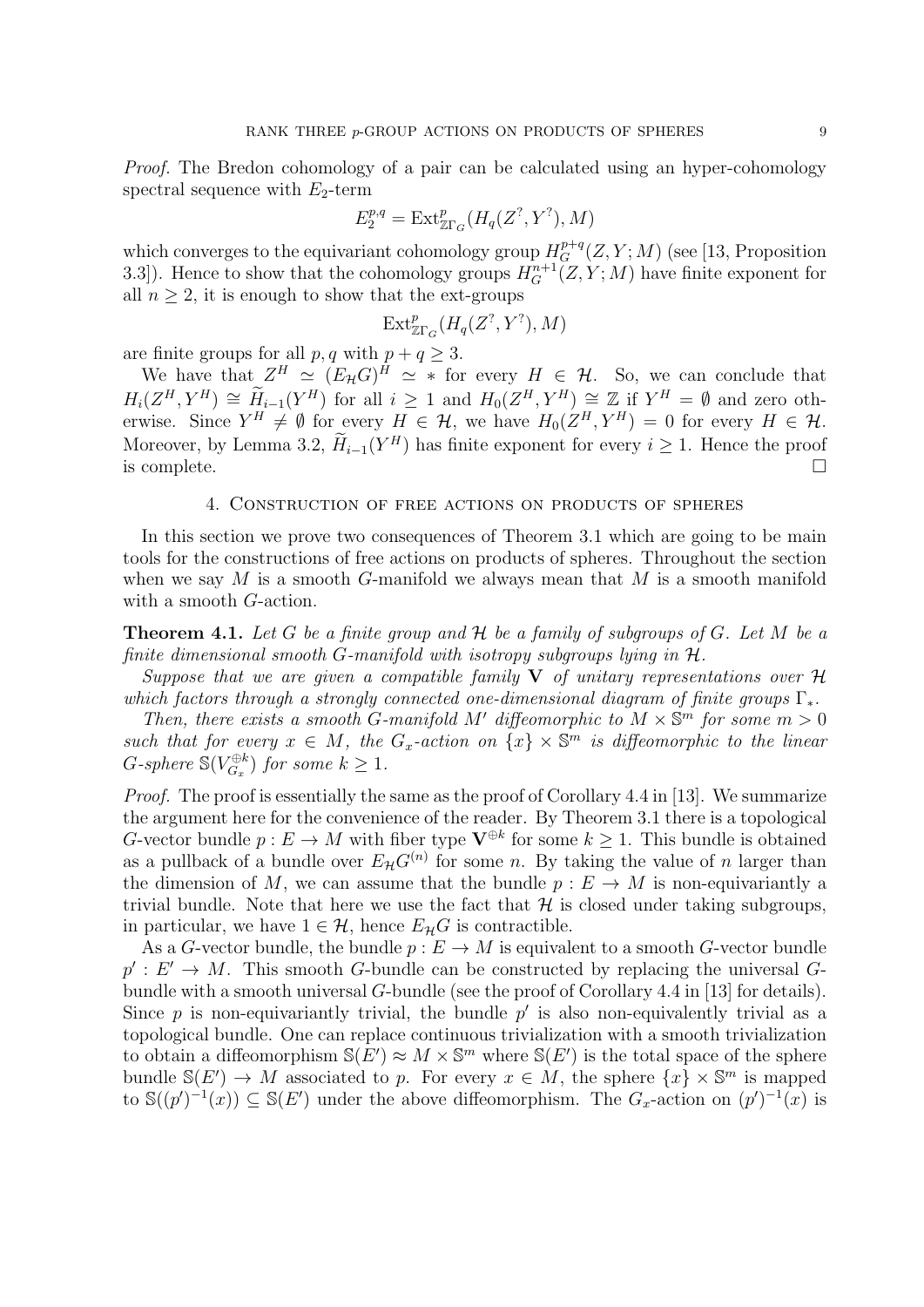*Proof.* The Bredon cohomology of a pair can be calculated using an hyper-cohomology spectral sequence with $E_2$-term

$$E_2^{p,q} = \mathrm{Ext}^p_{\mathbb{Z}\Gamma_G}(H_q(Z^?, Y^?), M)$$

which converges to the equivariant cohomology group $H_G^{p+q}(Z, Y; M)$ (see [13, Proposition 3.3]). Hence to show that the cohomology groups $H_G^{n+1}(Z, Y; M)$ have finite exponent for all $n \geq 2$, it is enough to show that the ext-groups

$$\mathrm{Ext}^p_{\mathbb{Z}\Gamma_G}(H_q(Z^?, Y^?), M)$$

are finite groups for all $p, q$ with $p + q \geq 3$.

We have that $Z^H \simeq (E_{\mathcal{H}}G)^H \simeq *$ for every $H \in \mathcal{H}$. So, we can conclude that $H_i(Z^H, Y^H) \cong \widetilde{H}_{i-1}(Y^H)$ for all $i \geq 1$ and $H_0(Z^H, Y^H) \cong \mathbb{Z}$ if $Y^H = \emptyset$ and zero otherwise. Since $Y^H \neq \emptyset$ for every $H \in \mathcal{H}$, we have $H_0(Z^H, Y^H) = 0$ for every $H \in \mathcal{H}$. Moreover, by Lemma 3.2, $\widetilde{H}_{i-1}(Y^H)$ has finite exponent for every $i \geq 1$. Hence the proof is complete. $\square$

## 4. Construction of free actions on products of spheres

In this section we prove two consequences of Theorem 3.1 which are going to be main tools for the constructions of free actions on products of spheres. Throughout the section when we say $M$ is a smooth $G$-manifold we always mean that $M$ is a smooth manifold with a smooth $G$-action.

**Theorem 4.1.** *Let $G$ be a finite group and $\mathcal{H}$ be a family of subgroups of $G$. Let $M$ be a finite dimensional smooth $G$-manifold with isotropy subgroups lying in $\mathcal{H}$.*

*Suppose that we are given a compatible family $\mathbf{V}$ of unitary representations over $\mathcal{H}$ which factors through a strongly connected one-dimensional diagram of finite groups $\Gamma_*$.*

*Then, there exists a smooth $G$-manifold $M'$ diffeomorphic to $M \times \mathbb{S}^m$ for some $m > 0$ such that for every $x \in M$, the $G_x$-action on $\{x\} \times \mathbb{S}^m$ is diffeomorphic to the linear $G$-sphere $\mathbb{S}(V_{G_x}^{\oplus k})$ for some $k \geq 1$.*

*Proof.* The proof is essentially the same as the proof of Corollary 4.4 in [13]. We summarize the argument here for the convenience of the reader. By Theorem 3.1 there is a topological $G$-vector bundle $p : E \to M$ with fiber type $\mathbf{V}^{\oplus k}$ for some $k \geq 1$. This bundle is obtained as a pullback of a bundle over $E_{\mathcal{H}}G^{(n)}$ for some $n$. By taking the value of $n$ larger than the dimension of $M$, we can assume that the bundle $p : E \to M$ is non-equivariantly a trivial bundle. Note that here we use the fact that $\mathcal{H}$ is closed under taking subgroups, in particular, we have $1 \in \mathcal{H}$, hence $E_{\mathcal{H}}G$ is contractible.

As a $G$-vector bundle, the bundle $p : E \to M$ is equivalent to a smooth $G$-vector bundle $p' : E' \to M$. This smooth $G$-bundle can be constructed by replacing the universal $G$-bundle with a smooth universal $G$-bundle (see the proof of Corollary 4.4 in [13] for details). Since $p$ is non-equivariantly trivial, the bundle $p'$ is also non-equivalently trivial as a topological bundle. One can replace continuous trivialization with a smooth trivialization to obtain a diffeomorphism $\mathbb{S}(E') \approx M \times \mathbb{S}^m$ where $\mathbb{S}(E')$ is the total space of the sphere bundle $\mathbb{S}(E') \to M$ associated to $p$. For every $x \in M$, the sphere $\{x\} \times \mathbb{S}^m$ is mapped to $\mathbb{S}((p')^{-1}(x)) \subseteq \mathbb{S}(E')$ under the above diffeomorphism. The $G_x$-action on $(p')^{-1}(x)$ is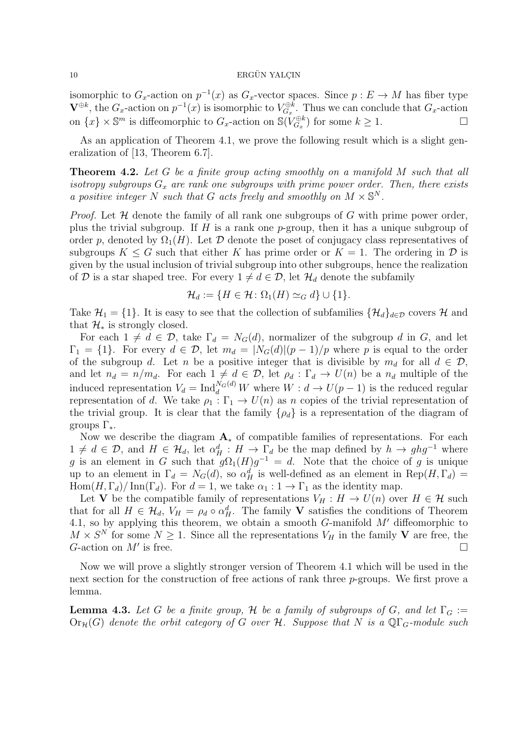isomorphic to $G_x$-action on $p^{-1}(x)$ as $G_x$-vector spaces. Since $p : E \to M$ has fiber type $\mathbf{V}^{\oplus k}$, the $G_x$-action on $p^{-1}(x)$ is isomorphic to $V_{G_x}^{\oplus k}$. Thus we can conclude that $G_x$-action on $\{x\} \times \mathbb{S}^m$ is diffeomorphic to $G_x$-action on $\mathbb{S}(V_{G_x}^{\oplus k})$ for some $k \geq 1$. □

As an application of Theorem 4.1, we prove the following result which is a slight generalization of [13, Theorem 6.7].

**Theorem 4.2.** *Let $G$ be a finite group acting smoothly on a manifold $M$ such that all isotropy subgroups $G_x$ are rank one subgroups with prime power order. Then, there exists a positive integer $N$ such that $G$ acts freely and smoothly on $M \times \mathbb{S}^N$.*

*Proof.* Let $\mathcal{H}$ denote the family of all rank one subgroups of $G$ with prime power order, plus the trivial subgroup. If $H$ is a rank one $p$-group, then it has a unique subgroup of order $p$, denoted by $\Omega_1(H)$. Let $\mathcal{D}$ denote the poset of conjugacy class representatives of subgroups $K \leq G$ such that either $K$ has prime order or $K = 1$. The ordering in $\mathcal{D}$ is given by the usual inclusion of trivial subgroup into other subgroups, hence the realization of $\mathcal{D}$ is a star shaped tree. For every $1 \neq d \in \mathcal{D}$, let $\mathcal{H}_d$ denote the subfamily

$$\mathcal{H}_d := \{H \in \mathcal{H} \colon \Omega_1(H) \simeq_G d\} \cup \{1\}.$$

Take $\mathcal{H}_1 = \{1\}$. It is easy to see that the collection of subfamilies $\{\mathcal{H}_d\}_{d \in \mathcal{D}}$ covers $\mathcal{H}$ and that $\mathcal{H}_*$ is strongly closed.

For each $1 \neq d \in \mathcal{D}$, take $\Gamma_d = N_G(d)$, normalizer of the subgroup $d$ in $G$, and let $\Gamma_1 = \{1\}$. For every $d \in \mathcal{D}$, let $m_d = |N_G(d)|(p-1)/p$ where $p$ is equal to the order of the subgroup $d$. Let $n$ be a positive integer that is divisible by $m_d$ for all $d \in \mathcal{D}$, and let $n_d = n/m_d$. For each $1 \neq d \in \mathcal{D}$, let $\rho_d : \Gamma_d \to U(n)$ be a $n_d$ multiple of the induced representation $V_d = \operatorname{Ind}_d^{N_G(d)} W$ where $W : d \to U(p-1)$ is the reduced regular representation of $d$. We take $\rho_1 : \Gamma_1 \to U(n)$ as $n$ copies of the trivial representation of the trivial group. It is clear that the family $\{\rho_d\}$ is a representation of the diagram of groups $\Gamma_*$.

Now we describe the diagram $\mathbf{A}_*$ of compatible families of representations. For each $1 \neq d \in \mathcal{D}$, and $H \in \mathcal{H}_d$, let $\alpha_H^d : H \to \Gamma_d$ be the map defined by $h \to ghg^{-1}$ where $g$ is an element in $G$ such that $g\Omega_1(H)g^{-1} = d$. Note that the choice of $g$ is unique up to an element in $\Gamma_d = N_G(d)$, so $\alpha_H^d$ is well-defined as an element in $\operatorname{Rep}(H, \Gamma_d) = \operatorname{Hom}(H, \Gamma_d)/\operatorname{Inn}(\Gamma_d)$. For $d = 1$, we take $\alpha_1 : 1 \to \Gamma_1$ as the identity map.

Let $\mathbf{V}$ be the compatible family of representations $V_H : H \to U(n)$ over $H \in \mathcal{H}$ such that for all $H \in \mathcal{H}_d$, $V_H = \rho_d \circ \alpha_H^d$. The family $\mathbf{V}$ satisfies the conditions of Theorem 4.1, so by applying this theorem, we obtain a smooth $G$-manifold $M'$ diffeomorphic to $M \times S^N$ for some $N \geq 1$. Since all the representations $V_H$ in the family $\mathbf{V}$ are free, the $G$-action on $M'$ is free. □

Now we will prove a slightly stronger version of Theorem 4.1 which will be used in the next section for the construction of free actions of rank three $p$-groups. We first prove a lemma.

**Lemma 4.3.** *Let $G$ be a finite group, $\mathcal{H}$ be a family of subgroups of $G$, and let $\Gamma_G := \operatorname{Or}_{\mathcal{H}}(G)$ denote the orbit category of $G$ over $\mathcal{H}$. Suppose that $N$ is a $\mathbb{Q}\Gamma_G$-module such*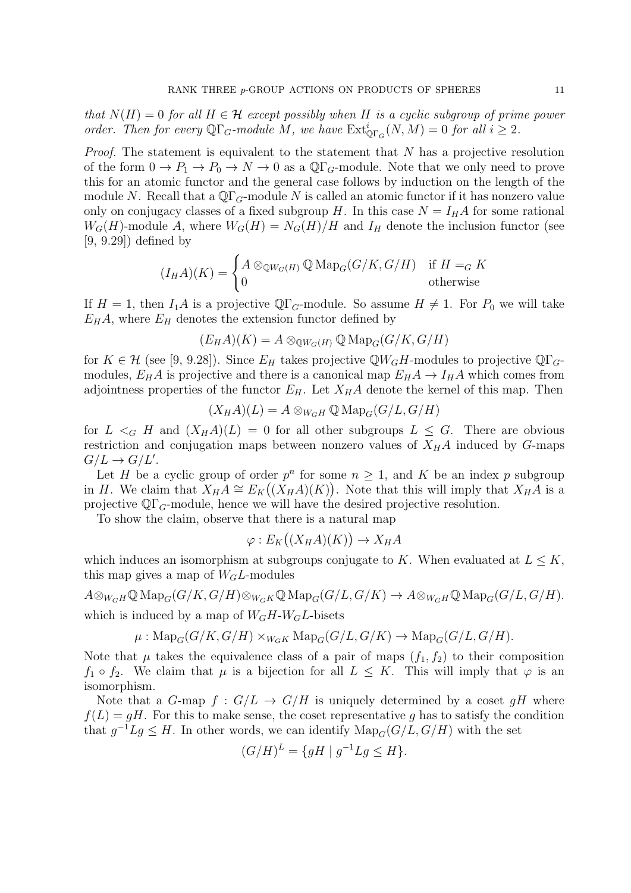*that $N(H) = 0$ for all $H \in \mathcal{H}$ except possibly when $H$ is a cyclic subgroup of prime power order. Then for every $\mathbb{Q}\Gamma_G$-module $M$, we have $\operatorname{Ext}^i_{\mathbb{Q}\Gamma_G}(N, M) = 0$ for all $i \geq 2$.*

*Proof.* The statement is equivalent to the statement that $N$ has a projective resolution of the form $0 \to P_1 \to P_0 \to N \to 0$ as a $\mathbb{Q}\Gamma_G$-module. Note that we only need to prove this for an atomic functor and the general case follows by induction on the length of the module $N$. Recall that a $\mathbb{Q}\Gamma_G$-module $N$ is called an atomic functor if it has nonzero value only on conjugacy classes of a fixed subgroup $H$. In this case $N = I_H A$ for some rational $W_G(H)$-module $A$, where $W_G(H) = N_G(H)/H$ and $I_H$ denote the inclusion functor (see [9, 9.29]) defined by

$$(I_H A)(K) = \begin{cases} A \otimes_{\mathbb{Q}W_G(H)} \mathbb{Q}\operatorname{Map}_G(G/K, G/H) & \text{if } H =_G K \\ 0 & \text{otherwise} \end{cases}$$

If $H = 1$, then $I_1 A$ is a projective $\mathbb{Q}\Gamma_G$-module. So assume $H \neq 1$. For $P_0$ we will take $E_H A$, where $E_H$ denotes the extension functor defined by

$$(E_H A)(K) = A \otimes_{\mathbb{Q}W_G(H)} \mathbb{Q}\operatorname{Map}_G(G/K, G/H)$$

for $K \in \mathcal{H}$ (see [9, 9.28]). Since $E_H$ takes projective $\mathbb{Q}W_G H$-modules to projective $\mathbb{Q}\Gamma_G$-modules, $E_H A$ is projective and there is a canonical map $E_H A \to I_H A$ which comes from adjointness properties of the functor $E_H$. Let $X_H A$ denote the kernel of this map. Then

$$(X_H A)(L) = A \otimes_{W_G H} \mathbb{Q}\operatorname{Map}_G(G/L, G/H)$$

for $L <_G H$ and $(X_H A)(L) = 0$ for all other subgroups $L \leq G$. There are obvious restriction and conjugation maps between nonzero values of $X_H A$ induced by $G$-maps $G/L \to G/L'$.

Let $H$ be a cyclic group of order $p^n$ for some $n \geq 1$, and $K$ be an index $p$ subgroup in $H$. We claim that $X_H A \cong E_K\big((X_H A)(K)\big)$. Note that this will imply that $X_H A$ is a projective $\mathbb{Q}\Gamma_G$-module, hence we will have the desired projective resolution.

To show the claim, observe that there is a natural map

$$\varphi : E_K\big((X_H A)(K)\big) \to X_H A$$

which induces an isomorphism at subgroups conjugate to $K$. When evaluated at $L \leq K$, this map gives a map of $W_G L$-modules

$$A \otimes_{W_G H} \mathbb{Q}\operatorname{Map}_G(G/K, G/H) \otimes_{W_G K} \mathbb{Q}\operatorname{Map}_G(G/L, G/K) \to A \otimes_{W_G H} \mathbb{Q}\operatorname{Map}_G(G/L, G/H).$$

which is induced by a map of $W_G H$-$W_G L$-bisets

$$\mu : \operatorname{Map}_G(G/K, G/H) \times_{W_G K} \operatorname{Map}_G(G/L, G/K) \to \operatorname{Map}_G(G/L, G/H).$$

Note that $\mu$ takes the equivalence class of a pair of maps $(f_1, f_2)$ to their composition $f_1 \circ f_2$. We claim that $\mu$ is a bijection for all $L \leq K$. This will imply that $\varphi$ is an isomorphism.

Note that a $G$-map $f : G/L \to G/H$ is uniquely determined by a coset $gH$ where $f(L) = gH$. For this to make sense, the coset representative $g$ has to satisfy the condition that $g^{-1}Lg \leq H$. In other words, we can identify $\operatorname{Map}_G(G/L, G/H)$ with the set

$$(G/H)^L = \{gH \mid g^{-1}Lg \leq H\}.$$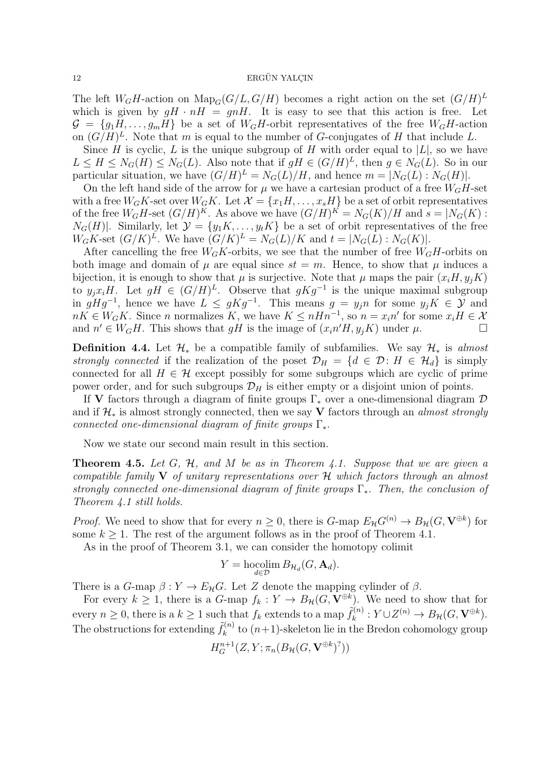The left $W_GH$-action on $\mathrm{Map}_G(G/L, G/H)$ becomes a right action on the set $(G/H)^L$ which is given by $gH \cdot nH = gnH$. It is easy to see that this action is free. Let $\mathcal{G} = \{g_1H, \dots, g_mH\}$ be a set of $W_GH$-orbit representatives of the free $W_GH$-action on $(G/H)^L$. Note that $m$ is equal to the number of $G$-conjugates of $H$ that include $L$.

Since $H$ is cyclic, $L$ is the unique subgroup of $H$ with order equal to $|L|$, so we have $L \leq H \leq N_G(H) \leq N_G(L)$. Also note that if $gH \in (G/H)^L$, then $g \in N_G(L)$. So in our particular situation, we have $(G/H)^L = N_G(L)/H$, and hence $m = |N_G(L) : N_G(H)|$.

On the left hand side of the arrow for $\mu$ we have a cartesian product of a free $W_GH$-set with a free $W_GK$-set over $W_GK$. Let $\mathcal{X} = \{x_1H, \dots, x_sH\}$ be a set of orbit representatives of the free $W_GH$-set $(G/H)^K$. As above we have $(G/H)^K = N_G(K)/H$ and $s = |N_G(K) : N_G(H)|$. Similarly, let $\mathcal{Y} = \{y_1K, \dots, y_tK\}$ be a set of orbit representatives of the free $W_GK$-set $(G/K)^L$. We have $(G/K)^L = N_G(L)/K$ and $t = |N_G(L) : N_G(K)|$.

After cancelling the free $W_GK$-orbits, we see that the number of free $W_GH$-orbits on both image and domain of $\mu$ are equal since $st = m$. Hence, to show that $\mu$ induces a bijection, it is enough to show that $\mu$ is surjective. Note that $\mu$ maps the pair $(x_iH, y_jK)$ to $y_jx_iH$. Let $gH \in (G/H)^L$. Observe that $gKg^{-1}$ is the unique maximal subgroup in $gHg^{-1}$, hence we have $L \leq gKg^{-1}$. This means $g = y_jn$ for some $y_jK \in \mathcal{Y}$ and $nK \in W_GK$. Since $n$ normalizes $K$, we have $K \leq nHn^{-1}$, so $n = x_in'$ for some $x_iH \in \mathcal{X}$ and $n' \in W_GH$. This shows that $gH$ is the image of $(x_in'H, y_jK)$ under $\mu$. $\square$

**Definition 4.4.** Let $\mathcal{H}_*$ be a compatible family of subfamilies. We say $\mathcal{H}_*$ is *almost strongly connected* if the realization of the poset $\mathcal{D}_H = \{d \in \mathcal{D} \colon H \in \mathcal{H}_d\}$ is simply connected for all $H \in \mathcal{H}$ except possibly for some subgroups which are cyclic of prime power order, and for such subgroups $\mathcal{D}_H$ is either empty or a disjoint union of points.

If $\mathbf{V}$ factors through a diagram of finite groups $\Gamma_*$ over a one-dimensional diagram $\mathcal{D}$ and if $\mathcal{H}_*$ is almost strongly connected, then we say $\mathbf{V}$ factors through an *almost strongly connected one-dimensional diagram of finite groups* $\Gamma_*$.

Now we state our second main result in this section.

**Theorem 4.5.** *Let $G$, $\mathcal{H}$, and $M$ be as in Theorem 4.1. Suppose that we are given a compatible family $\mathbf{V}$ of unitary representations over $\mathcal{H}$ which factors through an almost strongly connected one-dimensional diagram of finite groups $\Gamma_*$. Then, the conclusion of Theorem 4.1 still holds.*

*Proof.* We need to show that for every $n \geq 0$, there is $G$-map $E_{\mathcal{H}}G^{(n)} \to B_{\mathcal{H}}(G, \mathbf{V}^{\oplus k})$ for some $k \geq 1$. The rest of the argument follows as in the proof of Theorem 4.1.

As in the proof of Theorem 3.1, we can consider the homotopy colimit

$$Y = \operatorname*{hocolim}_{d \in \mathcal{D}} B_{\mathcal{H}_d}(G, \mathbf{A}_d).$$

There is a $G$-map $\beta : Y \to E_{\mathcal{H}}G$. Let $Z$ denote the mapping cylinder of $\beta$.

For every $k \geq 1$, there is a $G$-map $f_k : Y \to B_{\mathcal{H}}(G, \mathbf{V}^{\oplus k})$. We need to show that for every $n \geq 0$, there is a $k \geq 1$ such that $f_k$ extends to a map $\tilde{f}_k^{(n)} : Y \cup Z^{(n)} \to B_{\mathcal{H}}(G, \mathbf{V}^{\oplus k})$. The obstructions for extending $\tilde{f}_k^{(n)}$ to $(n+1)$-skeleton lie in the Bredon cohomology group

$$H_G^{n+1}(Z, Y; \pi_n(B_{\mathcal{H}}(G, \mathbf{V}^{\oplus k})^?))$$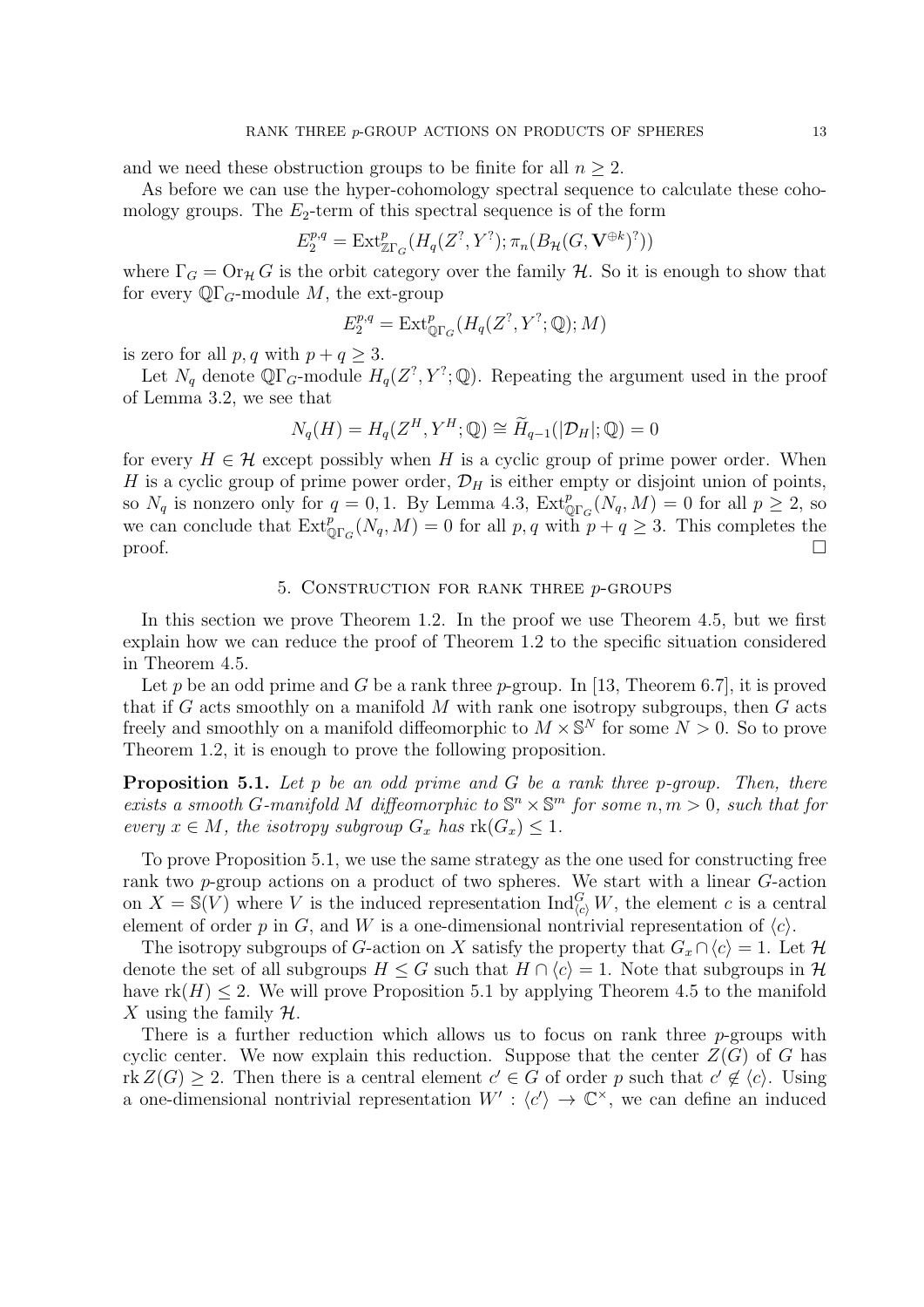and we need these obstruction groups to be finite for all $n \geq 2$.

As before we can use the hyper-cohomology spectral sequence to calculate these cohomology groups. The $E_2$-term of this spectral sequence is of the form

$$E_2^{p,q} = \operatorname{Ext}^p_{\mathbb{Z}\Gamma_G}(H_q(Z^?, Y^?); \pi_n(B_{\mathcal{H}}(G, \mathbf{V}^{\oplus k})^?))$$

where $\Gamma_G = \operatorname{Or}_{\mathcal{H}} G$ is the orbit category over the family $\mathcal{H}$. So it is enough to show that for every $\mathbb{Q}\Gamma_G$-module $M$, the ext-group

$$E_2^{p,q} = \operatorname{Ext}^p_{\mathbb{Q}\Gamma_G}(H_q(Z^?, Y^?; \mathbb{Q}); M)$$

is zero for all $p, q$ with $p + q \geq 3$.

Let $N_q$ denote $\mathbb{Q}\Gamma_G$-module $H_q(Z^?, Y^?; \mathbb{Q})$. Repeating the argument used in the proof of Lemma 3.2, we see that

$$N_q(H) = H_q(Z^H, Y^H; \mathbb{Q}) \cong \widetilde{H}_{q-1}(|\mathcal{D}_H|; \mathbb{Q}) = 0$$

for every $H \in \mathcal{H}$ except possibly when $H$ is a cyclic group of prime power order. When $H$ is a cyclic group of prime power order, $\mathcal{D}_H$ is either empty or disjoint union of points, so $N_q$ is nonzero only for $q = 0, 1$. By Lemma 4.3, $\operatorname{Ext}^p_{\mathbb{Q}\Gamma_G}(N_q, M) = 0$ for all $p \geq 2$, so we can conclude that $\operatorname{Ext}^p_{\mathbb{Q}\Gamma_G}(N_q, M) = 0$ for all $p, q$ with $p + q \geq 3$. This completes the proof. □

## 5. Construction for rank three $p$-groups

In this section we prove Theorem 1.2. In the proof we use Theorem 4.5, but we first explain how we can reduce the proof of Theorem 1.2 to the specific situation considered in Theorem 4.5.

Let $p$ be an odd prime and $G$ be a rank three $p$-group. In [13, Theorem 6.7], it is proved that if $G$ acts smoothly on a manifold $M$ with rank one isotropy subgroups, then $G$ acts freely and smoothly on a manifold diffeomorphic to $M \times \mathbb{S}^N$ for some $N > 0$. So to prove Theorem 1.2, it is enough to prove the following proposition.

**Proposition 5.1.** *Let $p$ be an odd prime and $G$ be a rank three $p$-group. Then, there exists a smooth $G$-manifold $M$ diffeomorphic to $\mathbb{S}^n \times \mathbb{S}^m$ for some $n, m > 0$, such that for every $x \in M$, the isotropy subgroup $G_x$ has $\operatorname{rk}(G_x) \leq 1$.*

To prove Proposition 5.1, we use the same strategy as the one used for constructing free rank two $p$-group actions on a product of two spheres. We start with a linear $G$-action on $X = \mathbb{S}(V)$ where $V$ is the induced representation $\operatorname{Ind}_{\langle c \rangle}^G W$, the element $c$ is a central element of order $p$ in $G$, and $W$ is a one-dimensional nontrivial representation of $\langle c \rangle$.

The isotropy subgroups of $G$-action on $X$ satisfy the property that $G_x \cap \langle c \rangle = 1$. Let $\mathcal{H}$ denote the set of all subgroups $H \leq G$ such that $H \cap \langle c \rangle = 1$. Note that subgroups in $\mathcal{H}$ have $\operatorname{rk}(H) \leq 2$. We will prove Proposition 5.1 by applying Theorem 4.5 to the manifold $X$ using the family $\mathcal{H}$.

There is a further reduction which allows us to focus on rank three $p$-groups with cyclic center. We now explain this reduction. Suppose that the center $Z(G)$ of $G$ has $\operatorname{rk} Z(G) \geq 2$. Then there is a central element $c' \in G$ of order $p$ such that $c' \notin \langle c \rangle$. Using a one-dimensional nontrivial representation $W' : \langle c' \rangle \to \mathbb{C}^\times$, we can define an induced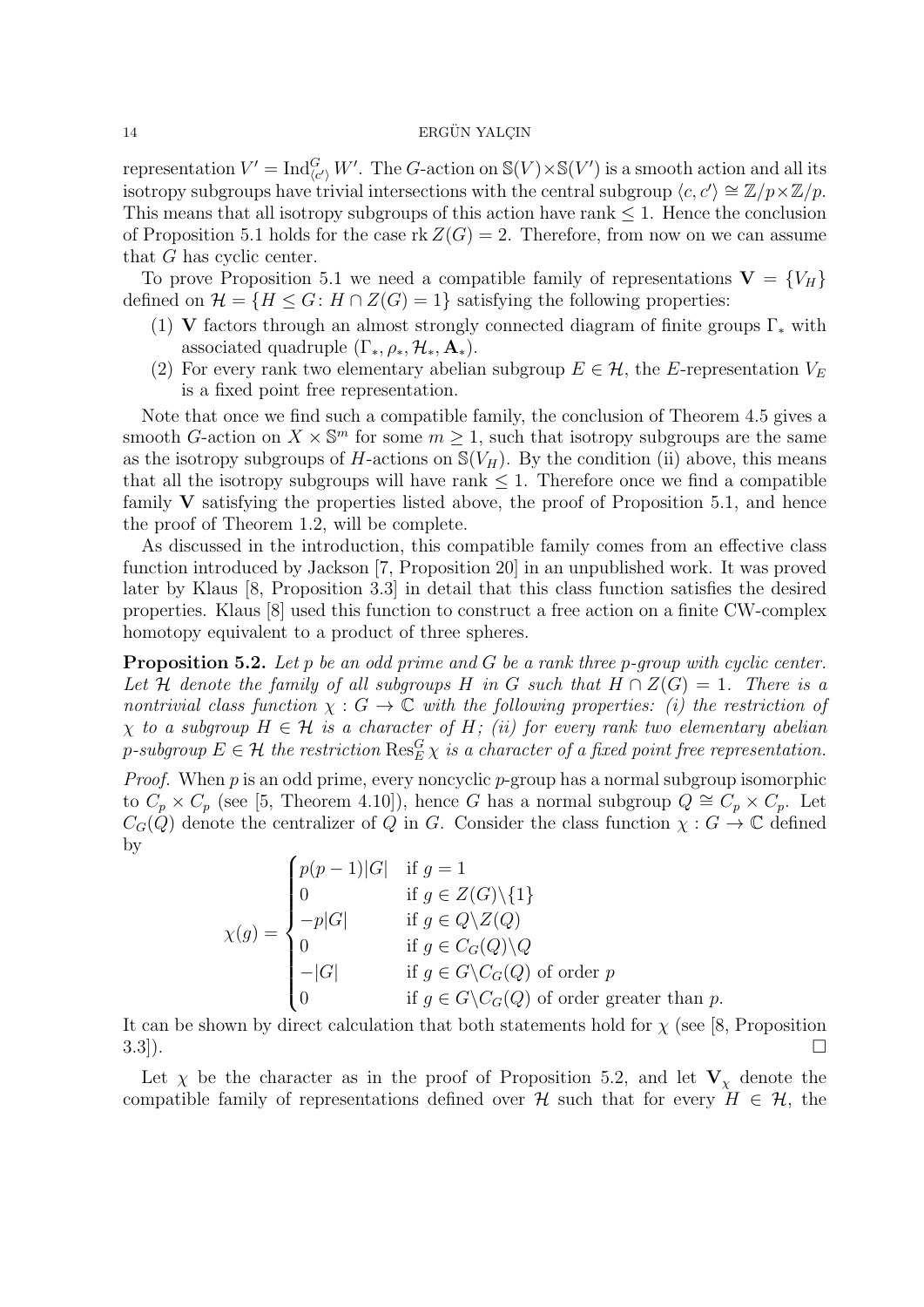representation $V' = \operatorname{Ind}_{\langle c' \rangle}^G W'$. The $G$-action on $\mathbb{S}(V) \times \mathbb{S}(V')$ is a smooth action and all its isotropy subgroups have trivial intersections with the central subgroup $\langle c, c' \rangle \cong \mathbb{Z}/p \times \mathbb{Z}/p$. This means that all isotropy subgroups of this action have rank $\leq 1$. Hence the conclusion of Proposition 5.1 holds for the case $\operatorname{rk} Z(G) = 2$. Therefore, from now on we can assume that $G$ has cyclic center.

To prove Proposition 5.1 we need a compatible family of representations $\mathbf{V} = \{V_H\}$ defined on $\mathcal{H} = \{H \leq G \colon H \cap Z(G) = 1\}$ satisfying the following properties:

1. $\mathbf{V}$ factors through an almost strongly connected diagram of finite groups $\Gamma_*$ with associated quadruple $(\Gamma_*, \rho_*, \mathcal{H}_*, \mathbf{A}_*)$.
2. For every rank two elementary abelian subgroup $E \in \mathcal{H}$, the $E$-representation $V_E$ is a fixed point free representation.

Note that once we find such a compatible family, the conclusion of Theorem 4.5 gives a smooth $G$-action on $X \times \mathbb{S}^m$ for some $m \geq 1$, such that isotropy subgroups are the same as the isotropy subgroups of $H$-actions on $\mathbb{S}(V_H)$. By the condition (ii) above, this means that all the isotropy subgroups will have rank $\leq 1$. Therefore once we find a compatible family $\mathbf{V}$ satisfying the properties listed above, the proof of Proposition 5.1, and hence the proof of Theorem 1.2, will be complete.

As discussed in the introduction, this compatible family comes from an effective class function introduced by Jackson [7, Proposition 20] in an unpublished work. It was proved later by Klaus [8, Proposition 3.3] in detail that this class function satisfies the desired properties. Klaus [8] used this function to construct a free action on a finite CW-complex homotopy equivalent to a product of three spheres.

**Proposition 5.2.** *Let $p$ be an odd prime and $G$ be a rank three $p$-group with cyclic center. Let $\mathcal{H}$ denote the family of all subgroups $H$ in $G$ such that $H \cap Z(G) = 1$. There is a nontrivial class function $\chi : G \to \mathbb{C}$ with the following properties: (i) the restriction of $\chi$ to a subgroup $H \in \mathcal{H}$ is a character of $H$; (ii) for every rank two elementary abelian $p$-subgroup $E \in \mathcal{H}$ the restriction $\operatorname{Res}_E^G \chi$ is a character of a fixed point free representation.*

*Proof.* When $p$ is an odd prime, every noncyclic $p$-group has a normal subgroup isomorphic to $C_p \times C_p$ (see [5, Theorem 4.10]), hence $G$ has a normal subgroup $Q \cong C_p \times C_p$. Let $C_G(Q)$ denote the centralizer of $Q$ in $G$. Consider the class function $\chi : G \to \mathbb{C}$ defined by

$$\chi(g) = \begin{cases} p(p-1)|G| & \text{if } g = 1 \\ 0 & \text{if } g \in Z(G) \backslash \{1\} \\ -p|G| & \text{if } g \in Q \backslash Z(Q) \\ 0 & \text{if } g \in C_G(Q) \backslash Q \\ -|G| & \text{if } g \in G \backslash C_G(Q) \text{ of order } p \\ 0 & \text{if } g \in G \backslash C_G(Q) \text{ of order greater than } p. \end{cases}$$

It can be shown by direct calculation that both statements hold for $\chi$ (see [8, Proposition 3.3]). $\square$

Let $\chi$ be the character as in the proof of Proposition 5.2, and let $\mathbf{V}_\chi$ denote the compatible family of representations defined over $\mathcal{H}$ such that for every $H \in \mathcal{H}$, the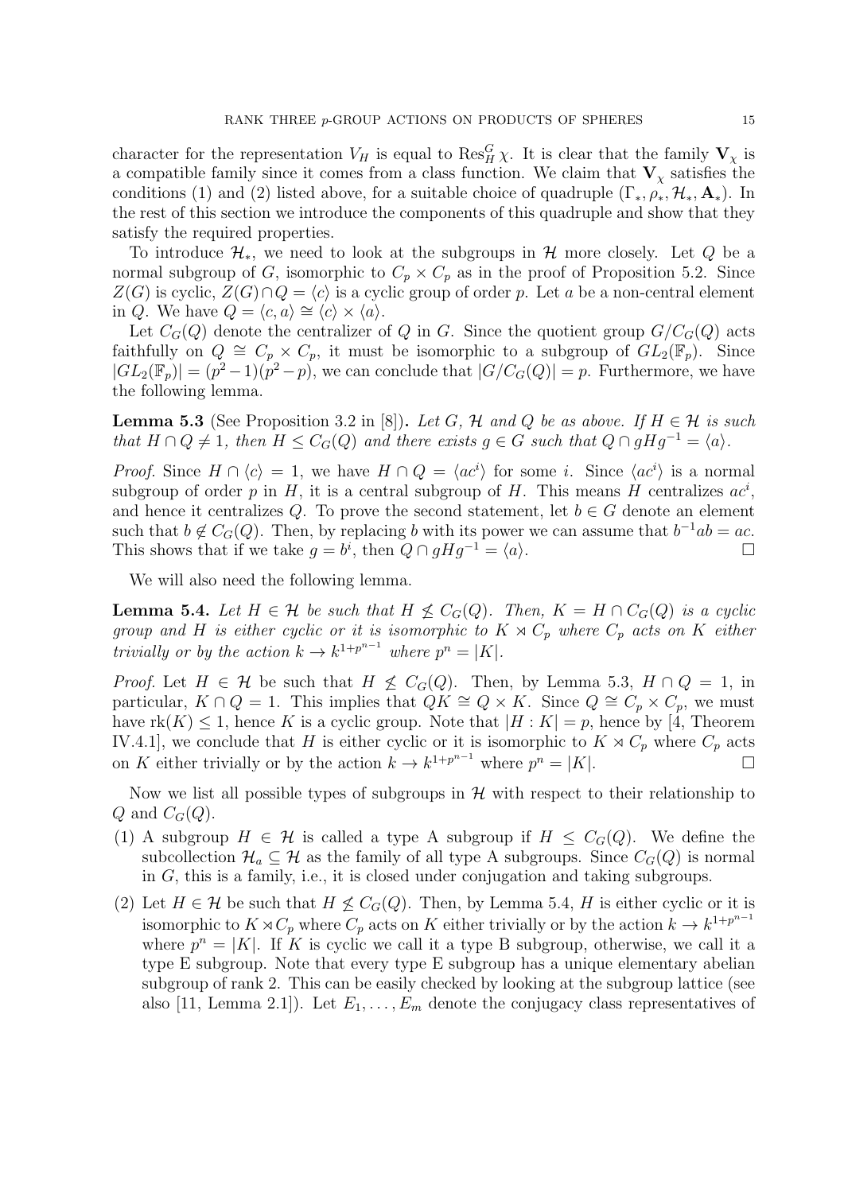character for the representation $V_H$ is equal to $\mathrm{Res}^G_H \chi$. It is clear that the family $\mathbf{V}_\chi$ is a compatible family since it comes from a class function. We claim that $\mathbf{V}_\chi$ satisfies the conditions (1) and (2) listed above, for a suitable choice of quadruple $(\Gamma_*, \rho_*, \mathcal{H}_*, \mathbf{A}_*)$. In the rest of this section we introduce the components of this quadruple and show that they satisfy the required properties.

To introduce $\mathcal{H}_*$, we need to look at the subgroups in $\mathcal{H}$ more closely. Let $Q$ be a normal subgroup of $G$, isomorphic to $C_p \times C_p$ as in the proof of Proposition 5.2. Since $Z(G)$ is cyclic, $Z(G) \cap Q = \langle c \rangle$ is a cyclic group of order $p$. Let $a$ be a non-central element in $Q$. We have $Q = \langle c, a \rangle \cong \langle c \rangle \times \langle a \rangle$.

Let $C_G(Q)$ denote the centralizer of $Q$ in $G$. Since the quotient group $G/C_G(Q)$ acts faithfully on $Q \cong C_p \times C_p$, it must be isomorphic to a subgroup of $GL_2(\mathbb{F}_p)$. Since $|GL_2(\mathbb{F}_p)| = (p^2-1)(p^2-p)$, we can conclude that $|G/C_G(Q)| = p$. Furthermore, we have the following lemma.

**Lemma 5.3** (See Proposition 3.2 in [8])**.** *Let $G$, $\mathcal{H}$ and $Q$ be as above. If $H \in \mathcal{H}$ is such that $H \cap Q \neq 1$, then $H \leq C_G(Q)$ and there exists $g \in G$ such that $Q \cap gHg^{-1} = \langle a \rangle$.*

*Proof.* Since $H \cap \langle c \rangle = 1$, we have $H \cap Q = \langle ac^i \rangle$ for some $i$. Since $\langle ac^i \rangle$ is a normal subgroup of order $p$ in $H$, it is a central subgroup of $H$. This means $H$ centralizes $ac^i$, and hence it centralizes $Q$. To prove the second statement, let $b \in G$ denote an element such that $b \notin C_G(Q)$. Then, by replacing $b$ with its power we can assume that $b^{-1}ab = ac$. This shows that if we take $g = b^i$, then $Q \cap gHg^{-1} = \langle a \rangle$. □

We will also need the following lemma.

**Lemma 5.4.** *Let $H \in \mathcal{H}$ be such that $H \not\leq C_G(Q)$. Then, $K = H \cap C_G(Q)$ is a cyclic group and $H$ is either cyclic or it is isomorphic to $K \rtimes C_p$ where $C_p$ acts on $K$ either trivially or by the action $k \to k^{1+p^{n-1}}$ where $p^n = |K|$.*

*Proof.* Let $H \in \mathcal{H}$ be such that $H \not\leq C_G(Q)$. Then, by Lemma 5.3, $H \cap Q = 1$, in particular, $K \cap Q = 1$. This implies that $QK \cong Q \times K$. Since $Q \cong C_p \times C_p$, we must have $\mathrm{rk}(K) \leq 1$, hence $K$ is a cyclic group. Note that $|H : K| = p$, hence by [4, Theorem IV.4.1], we conclude that $H$ is either cyclic or it is isomorphic to $K \rtimes C_p$ where $C_p$ acts on $K$ either trivially or by the action $k \to k^{1+p^{n-1}}$ where $p^n = |K|$. □

Now we list all possible types of subgroups in $\mathcal{H}$ with respect to their relationship to $Q$ and $C_G(Q)$.

1. A subgroup $H \in \mathcal{H}$ is called a type A subgroup if $H \leq C_G(Q)$. We define the subcollection $\mathcal{H}_a \subseteq \mathcal{H}$ as the family of all type A subgroups. Since $C_G(Q)$ is normal in $G$, this is a family, i.e., it is closed under conjugation and taking subgroups.
2. Let $H \in \mathcal{H}$ be such that $H \not\leq C_G(Q)$. Then, by Lemma 5.4, $H$ is either cyclic or it is isomorphic to $K \rtimes C_p$ where $C_p$ acts on $K$ either trivially or by the action $k \to k^{1+p^{n-1}}$ where $p^n = |K|$. If $K$ is cyclic we call it a type B subgroup, otherwise, we call it a type E subgroup. Note that every type E subgroup has a unique elementary abelian subgroup of rank 2. This can be easily checked by looking at the subgroup lattice (see also [11, Lemma 2.1]). Let $E_1, \ldots, E_m$ denote the conjugacy class representatives of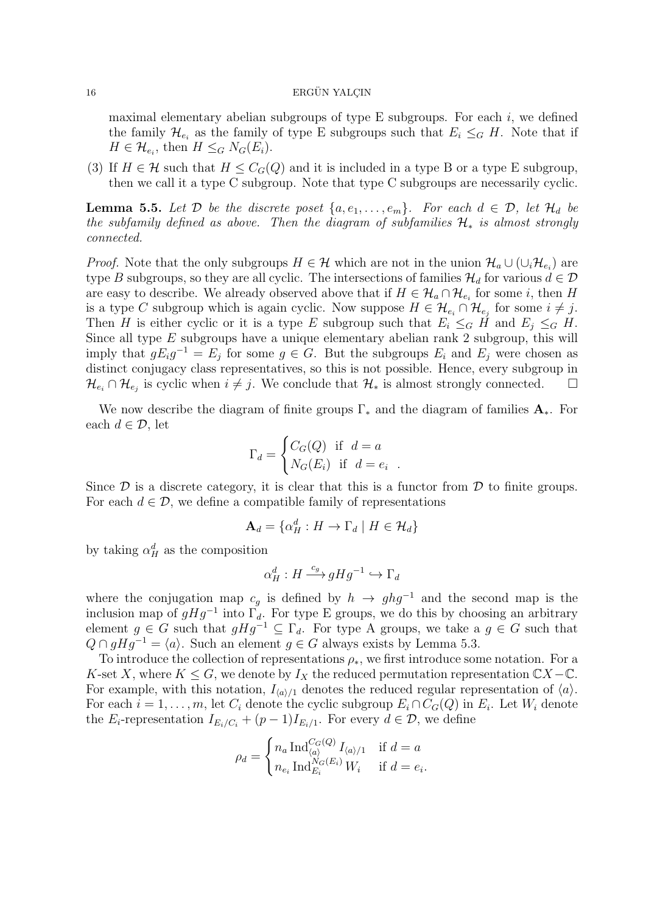maximal elementary abelian subgroups of type E subgroups. For each $i$, we defined the family $\mathcal{H}_{e_i}$ as the family of type E subgroups such that $E_i \leq_G H$. Note that if $H \in \mathcal{H}_{e_i}$, then $H \leq_G N_G(E_i)$.

(3) If $H \in \mathcal{H}$ such that $H \leq C_G(Q)$ and it is included in a type B or a type E subgroup, then we call it a type C subgroup. Note that type C subgroups are necessarily cyclic.

**Lemma 5.5.** *Let $\mathcal{D}$ be the discrete poset $\{a, e_1, \dots, e_m\}$. For each $d \in \mathcal{D}$, let $\mathcal{H}_d$ be the subfamily defined as above. Then the diagram of subfamilies $\mathcal{H}_*$ is almost strongly connected.*

*Proof.* Note that the only subgroups $H \in \mathcal{H}$ which are not in the union $\mathcal{H}_a \cup (\cup_i \mathcal{H}_{e_i})$ are type $B$ subgroups, so they are all cyclic. The intersections of families $\mathcal{H}_d$ for various $d \in \mathcal{D}$ are easy to describe. We already observed above that if $H \in \mathcal{H}_a \cap \mathcal{H}_{e_i}$ for some $i$, then $H$ is a type $C$ subgroup which is again cyclic. Now suppose $H \in \mathcal{H}_{e_i} \cap \mathcal{H}_{e_j}$ for some $i \neq j$. Then $H$ is either cyclic or it is a type $E$ subgroup such that $E_i \leq_G H$ and $E_j \leq_G H$. Since all type $E$ subgroups have a unique elementary abelian rank 2 subgroup, this will imply that $gE_ig^{-1} = E_j$ for some $g \in G$. But the subgroups $E_i$ and $E_j$ were chosen as distinct conjugacy class representatives, so this is not possible. Hence, every subgroup in $\mathcal{H}_{e_i} \cap \mathcal{H}_{e_j}$ is cyclic when $i \neq j$. We conclude that $\mathcal{H}_*$ is almost strongly connected. $\square$

We now describe the diagram of finite groups $\Gamma_*$ and the diagram of families $\mathbf{A}_*$. For each $d \in \mathcal{D}$, let

$$\Gamma_d = \begin{cases} C_G(Q) & \text{if } \ d = a \\ N_G(E_i) & \text{if } \ d = e_i \end{cases}.$$

Since $\mathcal{D}$ is a discrete category, it is clear that this is a functor from $\mathcal{D}$ to finite groups. For each $d \in \mathcal{D}$, we define a compatible family of representations

$$\mathbf{A}_d = \{\alpha_H^d : H \to \Gamma_d \mid H \in \mathcal{H}_d\}$$

by taking $\alpha_H^d$ as the composition

$$\alpha_H^d : H \xrightarrow{c_g} gHg^{-1} \hookrightarrow \Gamma_d$$

where the conjugation map $c_g$ is defined by $h \to ghg^{-1}$ and the second map is the inclusion map of $gHg^{-1}$ into $\Gamma_d$. For type E groups, we do this by choosing an arbitrary element $g \in G$ such that $gHg^{-1} \subseteq \Gamma_d$. For type A groups, we take a $g \in G$ such that $Q \cap gHg^{-1} = \langle a \rangle$. Such an element $g \in G$ always exists by Lemma 5.3.

To introduce the collection of representations $\rho_*$, we first introduce some notation. For a $K$-set $X$, where $K \leq G$, we denote by $I_X$ the reduced permutation representation $\mathbb{C}X - \mathbb{C}$. For example, with this notation, $I_{\langle a \rangle/1}$ denotes the reduced regular representation of $\langle a \rangle$. For each $i = 1, \dots, m$, let $C_i$ denote the cyclic subgroup $E_i \cap C_G(Q)$ in $E_i$. Let $W_i$ denote the $E_i$-representation $I_{E_i/C_i} + (p-1)I_{E_i/1}$. For every $d \in \mathcal{D}$, we define

$$\rho_d = \begin{cases} n_a \operatorname{Ind}_{\langle a \rangle}^{C_G(Q)} I_{\langle a \rangle/1} & \text{if } d = a \\ n_{e_i} \operatorname{Ind}_{E_i}^{N_G(E_i)} W_i & \text{if } d = e_i. \end{cases}$$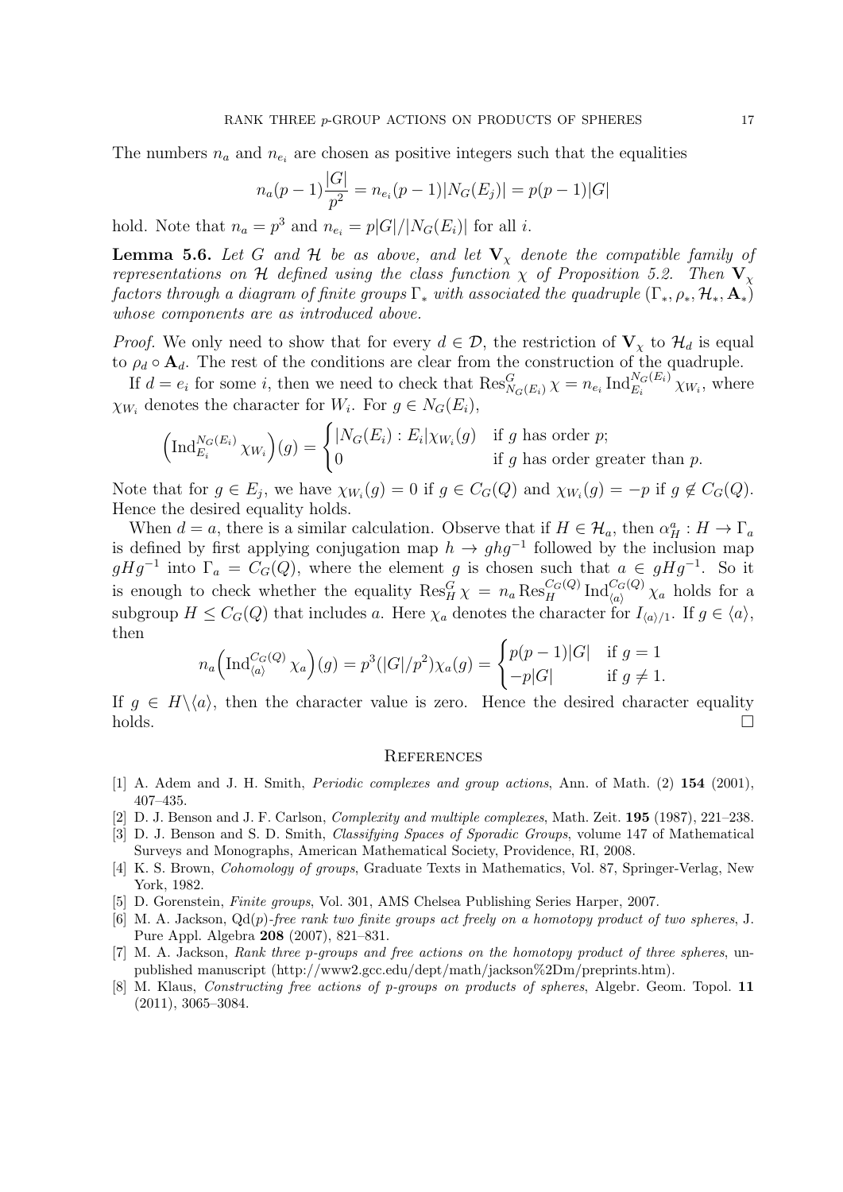The numbers $n_a$ and $n_{e_i}$ are chosen as positive integers such that the equalities

$$n_a(p-1)\frac{|G|}{p^2} = n_{e_i}(p-1)|N_G(E_j)| = p(p-1)|G|$$

hold. Note that $n_a = p^3$ and $n_{e_i} = p|G|/|N_G(E_i)|$ for all $i$.

**Lemma 5.6.** *Let $G$ and $\mathcal{H}$ be as above, and let $\mathbf{V}_\chi$ denote the compatible family of representations on $\mathcal{H}$ defined using the class function $\chi$ of Proposition 5.2. Then $\mathbf{V}_\chi$ factors through a diagram of finite groups $\Gamma_*$ with associated the quadruple $(\Gamma_*, \rho_*, \mathcal{H}_*, \mathbf{A}_*)$ whose components are as introduced above.*

*Proof.* We only need to show that for every $d \in \mathcal{D}$, the restriction of $\mathbf{V}_\chi$ to $\mathcal{H}_d$ is equal to $\rho_d \circ \mathbf{A}_d$. The rest of the conditions are clear from the construction of the quadruple.

If $d = e_i$ for some $i$, then we need to check that $\operatorname{Res}^G_{N_G(E_i)} \chi = n_{e_i} \operatorname{Ind}^{N_G(E_i)}_{E_i} \chi_{W_i}$, where $\chi_{W_i}$ denotes the character for $W_i$. For $g \in N_G(E_i)$,

$$\left(\operatorname{Ind}^{N_G(E_i)}_{E_i} \chi_{W_i}\right)(g) = \begin{cases} |N_G(E_i) : E_i| \chi_{W_i}(g) & \text{if } g \text{ has order } p; \\ 0 & \text{if } g \text{ has order greater than } p. \end{cases}$$

Note that for $g \in E_j$, we have $\chi_{W_i}(g) = 0$ if $g \in C_G(Q)$ and $\chi_{W_i}(g) = -p$ if $g \notin C_G(Q)$. Hence the desired equality holds.

When $d = a$, there is a similar calculation. Observe that if $H \in \mathcal{H}_a$, then $\alpha^a_H : H \to \Gamma_a$ is defined by first applying conjugation map $h \to ghg^{-1}$ followed by the inclusion map $gHg^{-1}$ into $\Gamma_a = C_G(Q)$, where the element $g$ is chosen such that $a \in gHg^{-1}$. So it is enough to check whether the equality $\operatorname{Res}^G_H \chi = n_a \operatorname{Res}^{C_G(Q)}_H \operatorname{Ind}^{C_G(Q)}_{\langle a \rangle} \chi_a$ holds for a subgroup $H \leq C_G(Q)$ that includes $a$. Here $\chi_a$ denotes the character for $I_{\langle a \rangle/1}$. If $g \in \langle a \rangle$, then

$$n_a \left(\operatorname{Ind}^{C_G(Q)}_{\langle a \rangle} \chi_a\right)(g) = p^3(|G|/p^2)\chi_a(g) = \begin{cases} p(p-1)|G| & \text{if } g = 1 \\ -p|G| & \text{if } g \neq 1. \end{cases}$$

If $g \in H \backslash \langle a \rangle$, then the character value is zero. Hence the desired character equality holds. $\square$

## References

[1] A. Adem and J. H. Smith, *Periodic complexes and group actions*, Ann. of Math. (2) **154** (2001), 407–435.

[2] D. J. Benson and J. F. Carlson, *Complexity and multiple complexes*, Math. Zeit. **195** (1987), 221–238.

[3] D. J. Benson and S. D. Smith, *Classifying Spaces of Sporadic Groups*, volume 147 of Mathematical Surveys and Monographs, American Mathematical Society, Providence, RI, 2008.

[4] K. S. Brown, *Cohomology of groups*, Graduate Texts in Mathematics, Vol. 87, Springer-Verlag, New York, 1982.

[5] D. Gorenstein, *Finite groups*, Vol. 301, AMS Chelsea Publishing Series Harper, 2007.

[6] M. A. Jackson, Qd($p$)*-free rank two finite groups act freely on a homotopy product of two spheres*, J. Pure Appl. Algebra **208** (2007), 821–831.

[7] M. A. Jackson, *Rank three p-groups and free actions on the homotopy product of three spheres*, unpublished manuscript (http://www2.gcc.edu/dept/math/jackson%2Dm/preprints.htm).

[8] M. Klaus, *Constructing free actions of p-groups on products of spheres*, Algebr. Geom. Topol. **11** (2011), 3065–3084.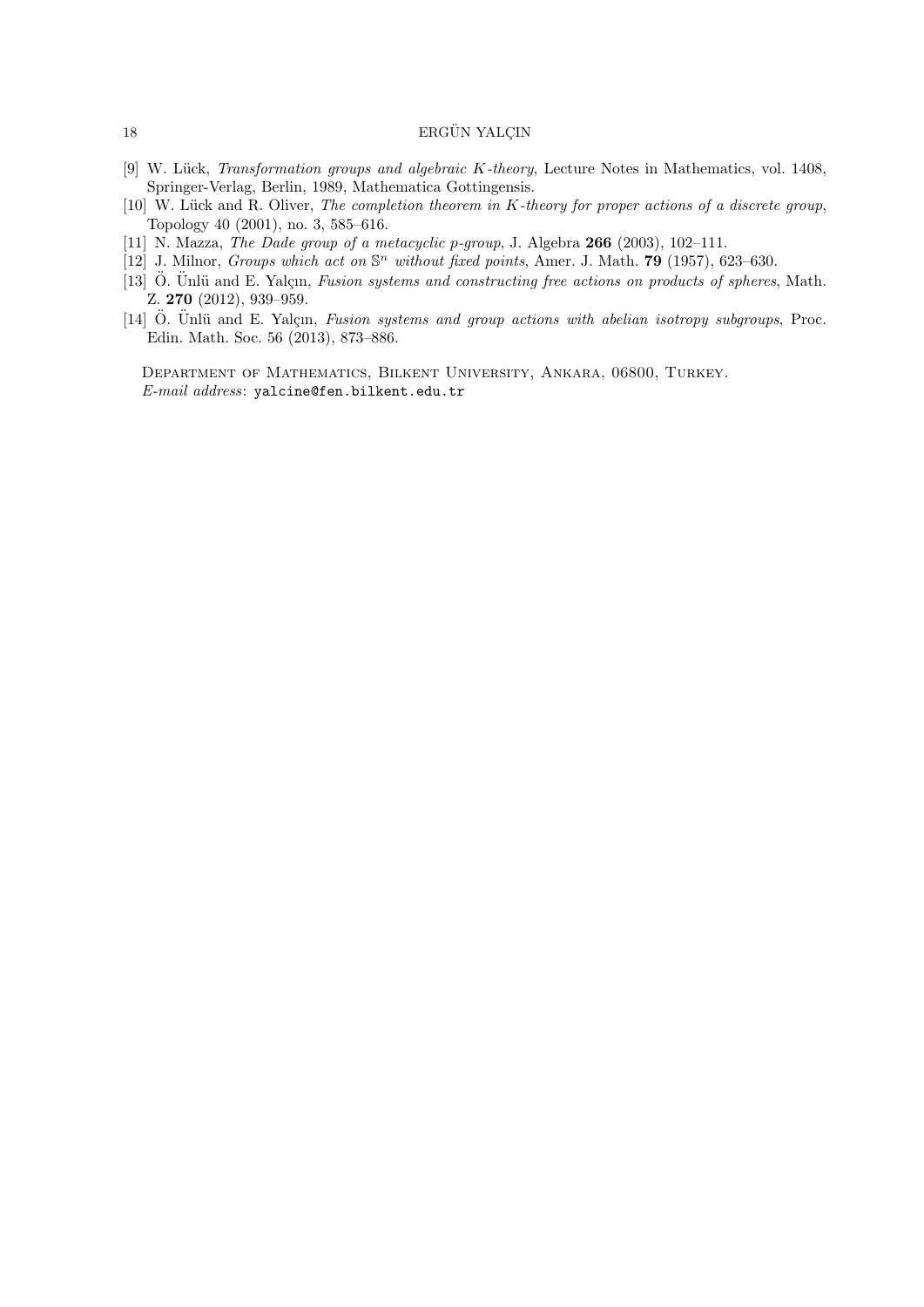[9] W. Lück, *Transformation groups and algebraic $K$-theory*, Lecture Notes in Mathematics, vol. 1408, Springer-Verlag, Berlin, 1989, Mathematica Gottingensis.

[10] W. Lück and R. Oliver, *The completion theorem in $K$-theory for proper actions of a discrete group*, Topology 40 (2001), no. 3, 585–616.

[11] N. Mazza, *The Dade group of a metacyclic $p$-group*, J. Algebra **266** (2003), 102–111.

[12] J. Milnor, *Groups which act on $\mathbb{S}^n$ without fixed points*, Amer. J. Math. **79** (1957), 623–630.

[13] Ö. Ünlü and E. Yalçın, *Fusion systems and constructing free actions on products of spheres*, Math. Z. **270** (2012), 939–959.

[14] Ö. Ünlü and E. Yalçın, *Fusion systems and group actions with abelian isotropy subgroups*, Proc. Edin. Math. Soc. 56 (2013), 873–886.

Department of Mathematics, Bilkent University, Ankara, 06800, Turkey.
*E-mail address*: yalcine@fen.bilkent.edu.tr